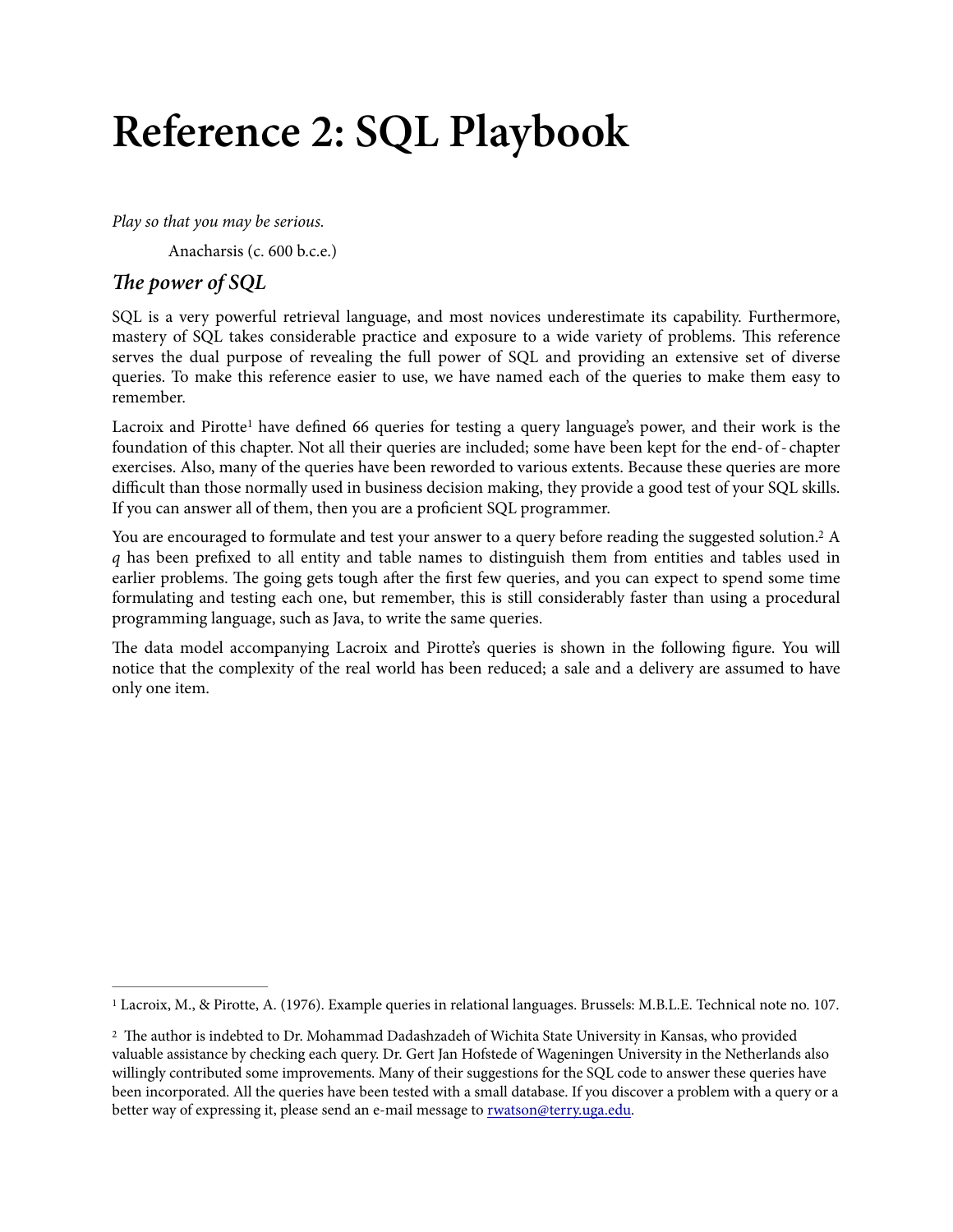# Reference 2: SQL Playbook

*Play so that you may be serious.*

Anacharsis (c. 600 b.c.e.)

## *The power of SQL*

SQL is a very powerful retrieval language, and most novices underestimate its capability. Furthermore, mastery of SQL takes considerable practice and exposure to a wide variety of problems. This reference serves the dual purpose of revealing the full power of SQL and providing an extensive set of diverse queries. To make this reference easier to use, we have named each of the queries to make them easy to remember.

Lacroix and Pirotte[1] have defined 66 queries for testing a query language's power, and their work is the foundation of this chapter. Not all their queries are included; some have been kept for the end-of-chapter exercises. Also, many of the queries have been reworded to various extents. Because these queries are more difficult than those normally used in business decision making, they provide a good test of your SQL skills. If you can answer all of them, then you are a proficient SQL programmer.

You are encouraged to formulate and test your answer to a query before reading the suggested solution.[2] A *q* has been prefixed to all entity and table names to distinguish them from entities and tables used in earlier problems. The going gets tough after the first few queries, and you can expect to spend some time formulating and testing each one, but remember, this is still considerably faster than using a procedural programming language, such as Java, to write the same queries.

The data model accompanying Lacroix and Pirotte's queries is shown in the following figure. You will notice that the complexity of the real world has been reduced; a sale and a delivery are assumed to have only one item.

---

[1] Lacroix, M., & Pirotte, A. (1976). Example queries in relational languages. Brussels: M.B.L.E. Technical note no. 107.

[2] The author is indebted to Dr. Mohammad Dadashzadeh of Wichita State University in Kansas, who provided valuable assistance by checking each query. Dr. Gert Jan Hofstede of Wageningen University in the Netherlands also willingly contributed some improvements. Many of their suggestions for the SQL code to answer these queries have been incorporated. All the queries have been tested with a small database. If you discover a problem with a query or a better way of expressing it, please send an e-mail message to rwatson@terry.uga.edu.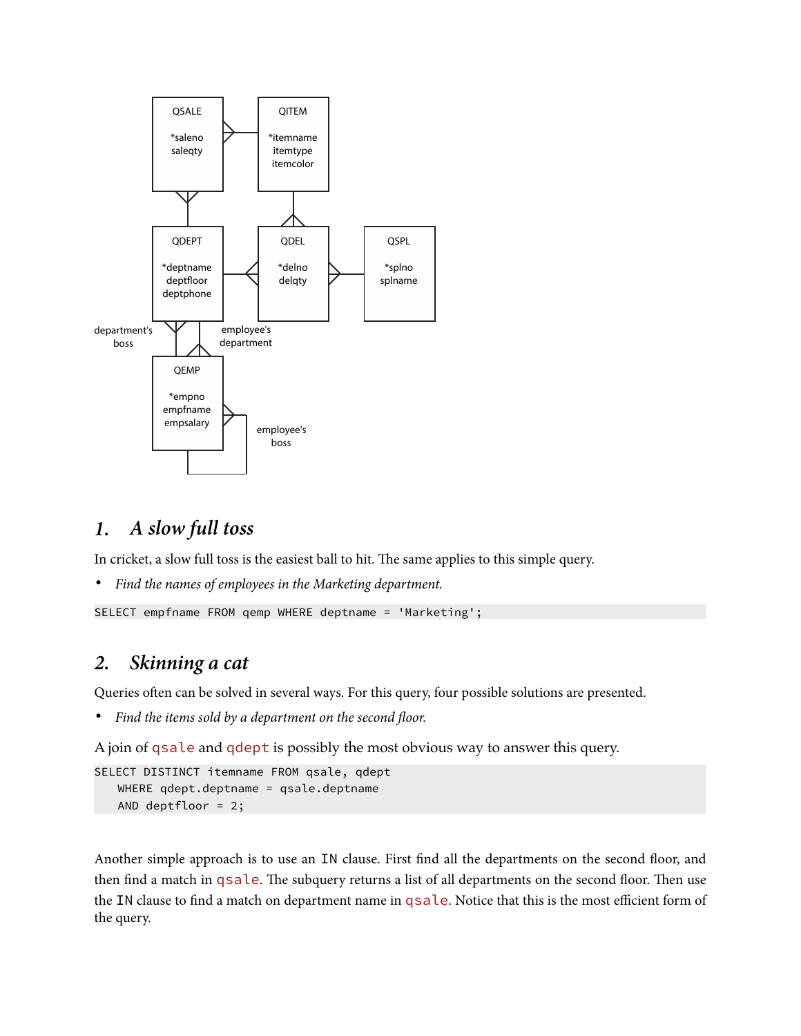## 1. *A slow full toss*

In cricket, a slow full toss is the easiest ball to hit. The same applies to this simple query.

- *Find the names of employees in the Marketing department.*

```
SELECT empfname FROM qemp WHERE deptname = 'Marketing';
```

## 2. *Skinning a cat*

Queries often can be solved in several ways. For this query, four possible solutions are presented.

- *Find the items sold by a department on the second floor.*

A join of qsale and qdept is possibly the most obvious way to answer this query.

```
SELECT DISTINCT itemname FROM qsale, qdept
   WHERE qdept.deptname = qsale.deptname
   AND deptfloor = 2;
```

Another simple approach is to use an IN clause. First find all the departments on the second floor, and then find a match in qsale. The subquery returns a list of all departments on the second floor. Then use the IN clause to find a match on department name in qsale. Notice that this is the most efficient form of the query.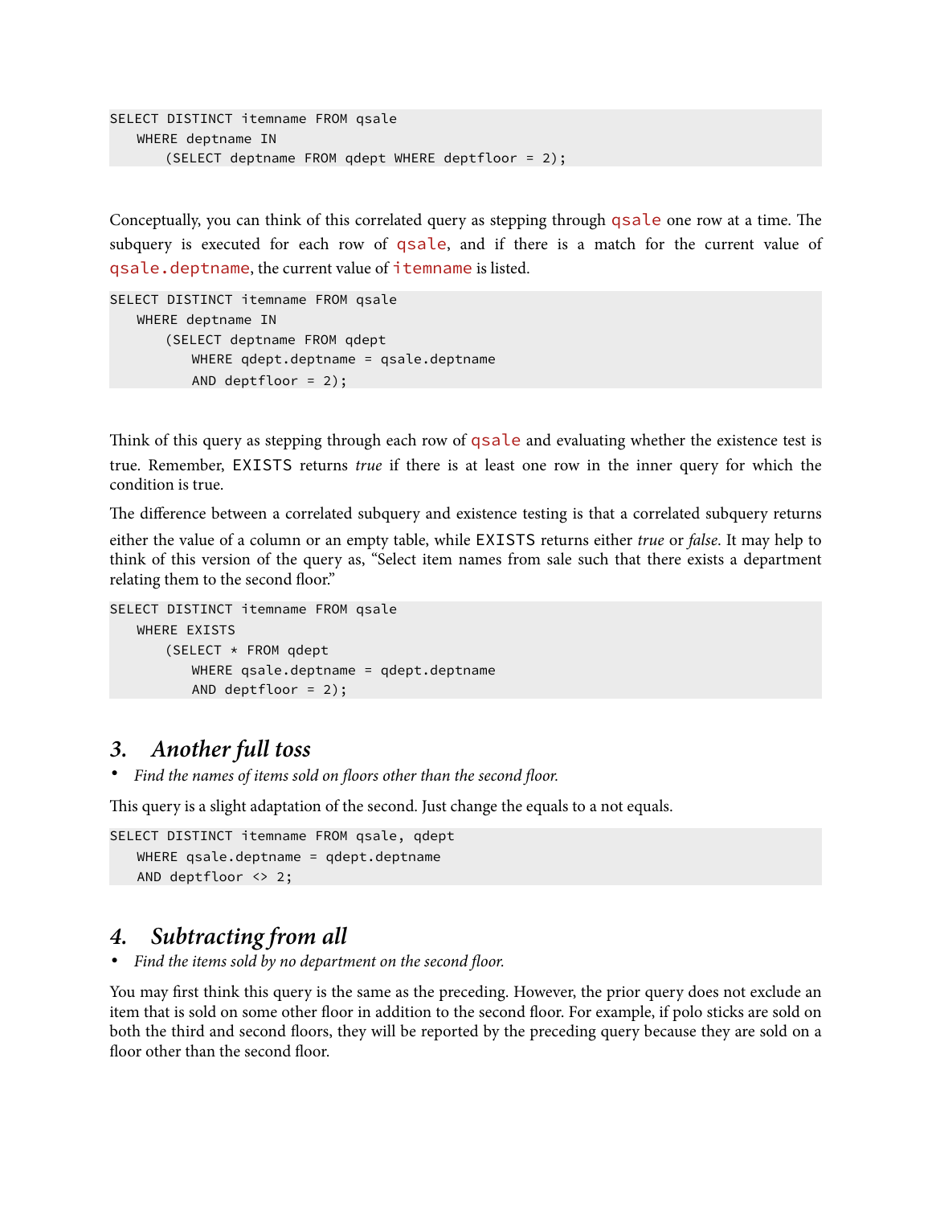```
SELECT DISTINCT itemname FROM qsale
   WHERE deptname IN
      (SELECT deptname FROM qdept WHERE deptfloor = 2);
```

Conceptually, you can think of this correlated query as stepping through `qsale` one row at a time. The subquery is executed for each row of `qsale`, and if there is a match for the current value of `qsale.deptname`, the current value of `itemname` is listed.

```
SELECT DISTINCT itemname FROM qsale
   WHERE deptname IN
      (SELECT deptname FROM qdept
         WHERE qdept.deptname = qsale.deptname
         AND deptfloor = 2);
```

Think of this query as stepping through each row of `qsale` and evaluating whether the existence test is true. Remember, EXISTS returns *true* if there is at least one row in the inner query for which the condition is true.

The difference between a correlated subquery and existence testing is that a correlated subquery returns either the value of a column or an empty table, while EXISTS returns either *true* or *false*. It may help to think of this version of the query as, "Select item names from sale such that there exists a department relating them to the second floor."

```
SELECT DISTINCT itemname FROM qsale
   WHERE EXISTS
      (SELECT * FROM qdept
         WHERE qsale.deptname = qdept.deptname
         AND deptfloor = 2);
```

## 3. *Another full toss*

- *Find the names of items sold on floors other than the second floor.*

This query is a slight adaptation of the second. Just change the equals to a not equals.

```
SELECT DISTINCT itemname FROM qsale, qdept
   WHERE qsale.deptname = qdept.deptname
   AND deptfloor <> 2;
```

## 4. *Subtracting from all*

- *Find the items sold by no department on the second floor.*

You may first think this query is the same as the preceding. However, the prior query does not exclude an item that is sold on some other floor in addition to the second floor. For example, if polo sticks are sold on both the third and second floors, they will be reported by the preceding query because they are sold on a floor other than the second floor.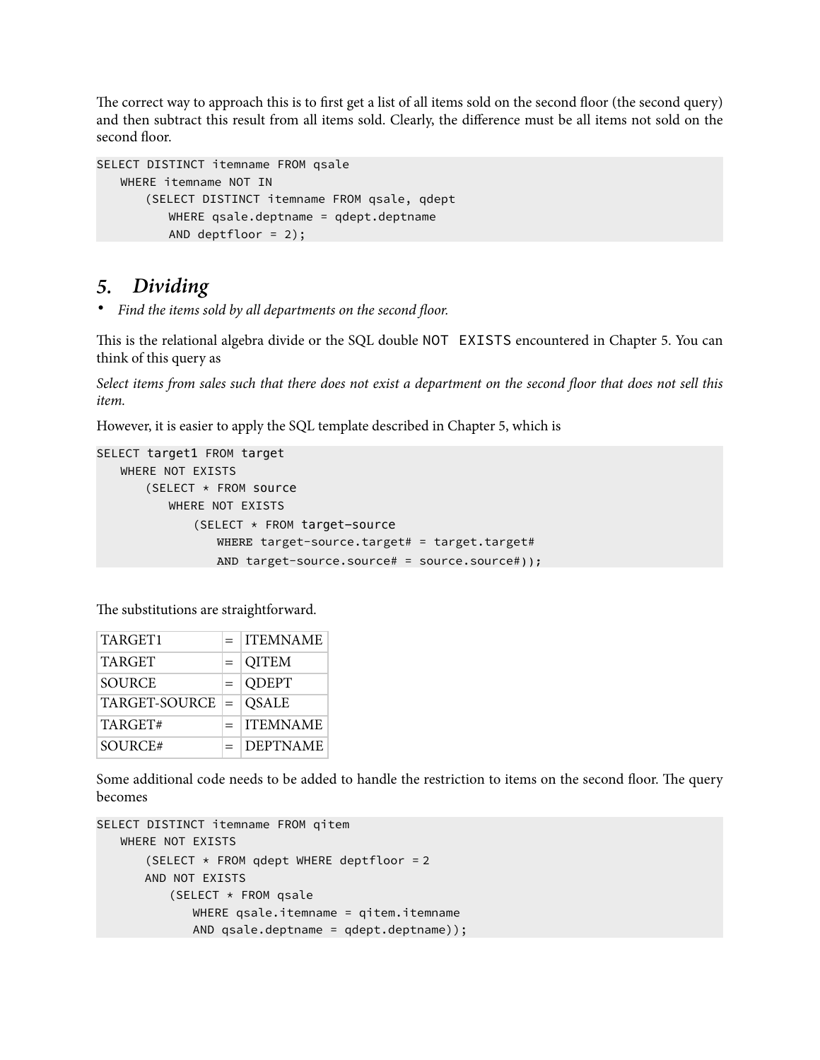The correct way to approach this is to first get a list of all items sold on the second floor (the second query) and then subtract this result from all items sold. Clearly, the difference must be all items not sold on the second floor.

```
SELECT DISTINCT itemname FROM qsale
   WHERE itemname NOT IN
      (SELECT DISTINCT itemname FROM qsale, qdept
         WHERE qsale.deptname = qdept.deptname
         AND deptfloor = 2);
```

## 5. *Dividing*

- *Find the items sold by all departments on the second floor.*

This is the relational algebra divide or the SQL double `NOT EXISTS` encountered in Chapter 5. You can think of this query as

*Select items from sales such that there does not exist a department on the second floor that does not sell this item.*

However, it is easier to apply the SQL template described in Chapter 5, which is

```
SELECT target1 FROM target
   WHERE NOT EXISTS
      (SELECT * FROM source
         WHERE NOT EXISTS
            (SELECT * FROM target-source
               WHERE target-source.target# = target.target#
               AND target-source.source# = source.source#));
```

The substitutions are straightforward.

| | | |
|---|---|---|
| TARGET1 | = | ITEMNAME |
| TARGET | = | QITEM |
| SOURCE | = | QDEPT |
| TARGET-SOURCE | = | QSALE |
| TARGET# | = | ITEMNAME |
| SOURCE# | = | DEPTNAME |

Some additional code needs to be added to handle the restriction to items on the second floor. The query becomes

```
SELECT DISTINCT itemname FROM qitem
   WHERE NOT EXISTS
      (SELECT * FROM qdept WHERE deptfloor = 2
      AND NOT EXISTS
         (SELECT * FROM qsale
            WHERE qsale.itemname = qitem.itemname
            AND qsale.deptname = qdept.deptname));
```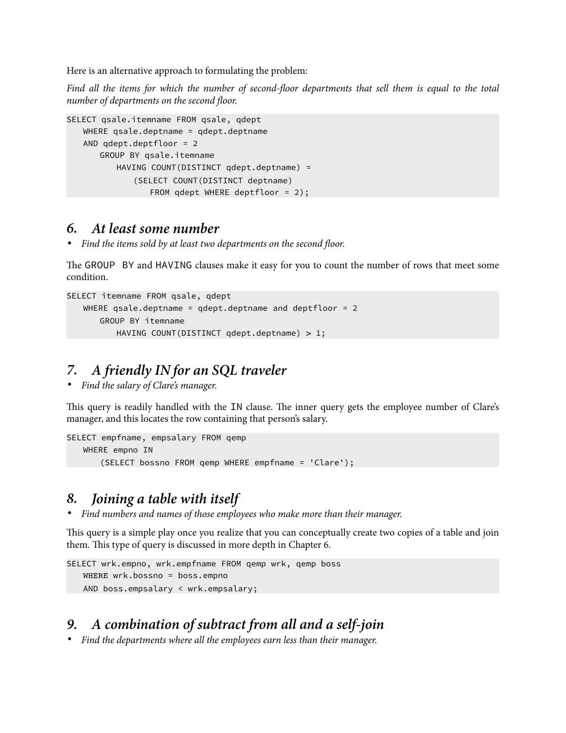Here is an alternative approach to formulating the problem:

*Find all the items for which the number of second-floor departments that sell them is equal to the total number of departments on the second floor.*

```
SELECT qsale.itemname FROM qsale, qdept
   WHERE qsale.deptname = qdept.deptname
   AND qdept.deptfloor = 2
      GROUP BY qsale.itemname
         HAVING COUNT(DISTINCT qdept.deptname) =
            (SELECT COUNT(DISTINCT deptname)
               FROM qdept WHERE deptfloor = 2);
```

## *6. At least some number*

- *Find the items sold by at least two departments on the second floor.*

The GROUP BY and HAVING clauses make it easy for you to count the number of rows that meet some condition.

```
SELECT itemname FROM qsale, qdept
   WHERE qsale.deptname = qdept.deptname and deptfloor = 2
      GROUP BY itemname
         HAVING COUNT(DISTINCT qdept.deptname) > 1;
```

## *7. A friendly IN for an SQL traveler*

- *Find the salary of Clare's manager.*

This query is readily handled with the IN clause. The inner query gets the employee number of Clare's manager, and this locates the row containing that person's salary.

```
SELECT empfname, empsalary FROM qemp
   WHERE empno IN
      (SELECT bossno FROM qemp WHERE empfname = 'Clare');
```

## *8. Joining a table with itself*

- *Find numbers and names of those employees who make more than their manager.*

This query is a simple play once you realize that you can conceptually create two copies of a table and join them. This type of query is discussed in more depth in Chapter 6.

```
SELECT wrk.empno, wrk.empfname FROM qemp wrk, qemp boss
   WHERE wrk.bossno = boss.empno
   AND boss.empsalary < wrk.empsalary;
```

## *9. A combination of subtract from all and a self-join*

- *Find the departments where all the employees earn less than their manager.*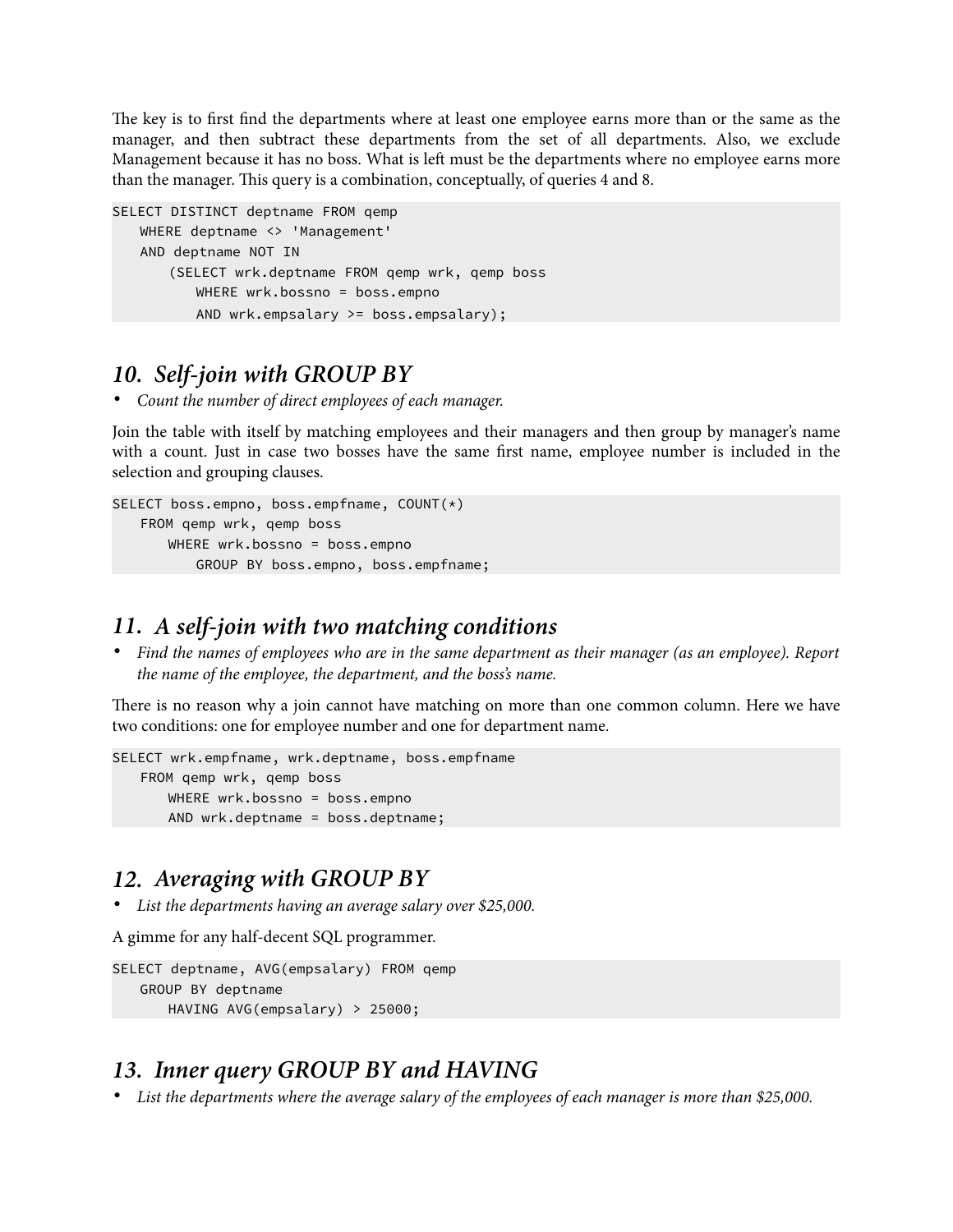The key is to first find the departments where at least one employee earns more than or the same as the manager, and then subtract these departments from the set of all departments. Also, we exclude Management because it has no boss. What is left must be the departments where no employee earns more than the manager. This query is a combination, conceptually, of queries 4 and 8.

```
SELECT DISTINCT deptname FROM qemp
    WHERE deptname <> 'Management'
    AND deptname NOT IN
        (SELECT wrk.deptname FROM qemp wrk, qemp boss
            WHERE wrk.bossno = boss.empno
            AND wrk.empsalary >= boss.empsalary);
```

## 10. *Self-join with GROUP BY*

- *Count the number of direct employees of each manager.*

Join the table with itself by matching employees and their managers and then group by manager's name with a count. Just in case two bosses have the same first name, employee number is included in the selection and grouping clauses.

```
SELECT boss.empno, boss.empfname, COUNT(*)
    FROM qemp wrk, qemp boss
        WHERE wrk.bossno = boss.empno
            GROUP BY boss.empno, boss.empfname;
```

## 11. *A self-join with two matching conditions*

- *Find the names of employees who are in the same department as their manager (as an employee). Report the name of the employee, the department, and the boss's name.*

There is no reason why a join cannot have matching on more than one common column. Here we have two conditions: one for employee number and one for department name.

```
SELECT wrk.empfname, wrk.deptname, boss.empfname
    FROM qemp wrk, qemp boss
        WHERE wrk.bossno = boss.empno
        AND wrk.deptname = boss.deptname;
```

## 12. *Averaging with GROUP BY*

- *List the departments having an average salary over $25,000.*

A gimme for any half-decent SQL programmer.

```
SELECT deptname, AVG(empsalary) FROM qemp
    GROUP BY deptname
        HAVING AVG(empsalary) > 25000;
```

## 13. *Inner query GROUP BY and HAVING*

- *List the departments where the average salary of the employees of each manager is more than $25,000.*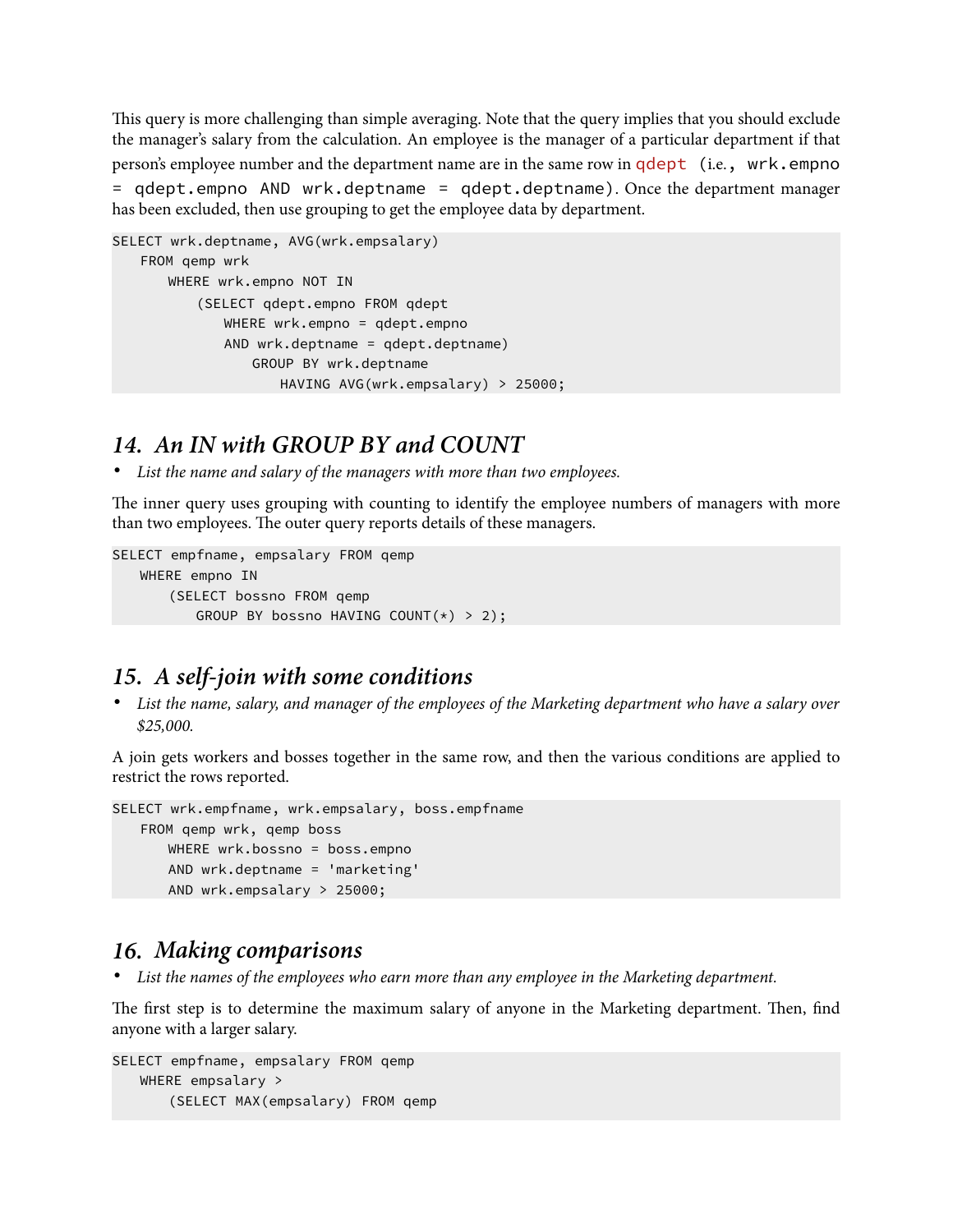This query is more challenging than simple averaging. Note that the query implies that you should exclude the manager's salary from the calculation. An employee is the manager of a particular department if that person's employee number and the department name are in the same row in `qdept` (i.e., `wrk.empno = qdept.empno AND wrk.deptname = qdept.deptname`). Once the department manager has been excluded, then use grouping to get the employee data by department.

```
SELECT wrk.deptname, AVG(wrk.empsalary)
   FROM qemp wrk
      WHERE wrk.empno NOT IN
         (SELECT qdept.empno FROM qdept
            WHERE wrk.empno = qdept.empno
            AND wrk.deptname = qdept.deptname)
               GROUP BY wrk.deptname
                  HAVING AVG(wrk.empsalary) > 25000;
```

## *14. An IN with GROUP BY and COUNT*

- *List the name and salary of the managers with more than two employees.*

The inner query uses grouping with counting to identify the employee numbers of managers with more than two employees. The outer query reports details of these managers.

```
SELECT empfname, empsalary FROM qemp
   WHERE empno IN
      (SELECT bossno FROM qemp
         GROUP BY bossno HAVING COUNT(*) > 2);
```

## *15. A self-join with some conditions*

- *List the name, salary, and manager of the employees of the Marketing department who have a salary over $25,000.*

A join gets workers and bosses together in the same row, and then the various conditions are applied to restrict the rows reported.

```
SELECT wrk.empfname, wrk.empsalary, boss.empfname
   FROM qemp wrk, qemp boss
      WHERE wrk.bossno = boss.empno
      AND wrk.deptname = 'marketing'
      AND wrk.empsalary > 25000;
```

## *16. Making comparisons*

- *List the names of the employees who earn more than any employee in the Marketing department.*

The first step is to determine the maximum salary of anyone in the Marketing department. Then, find anyone with a larger salary.

```
SELECT empfname, empsalary FROM qemp
   WHERE empsalary >
      (SELECT MAX(empsalary) FROM qemp
```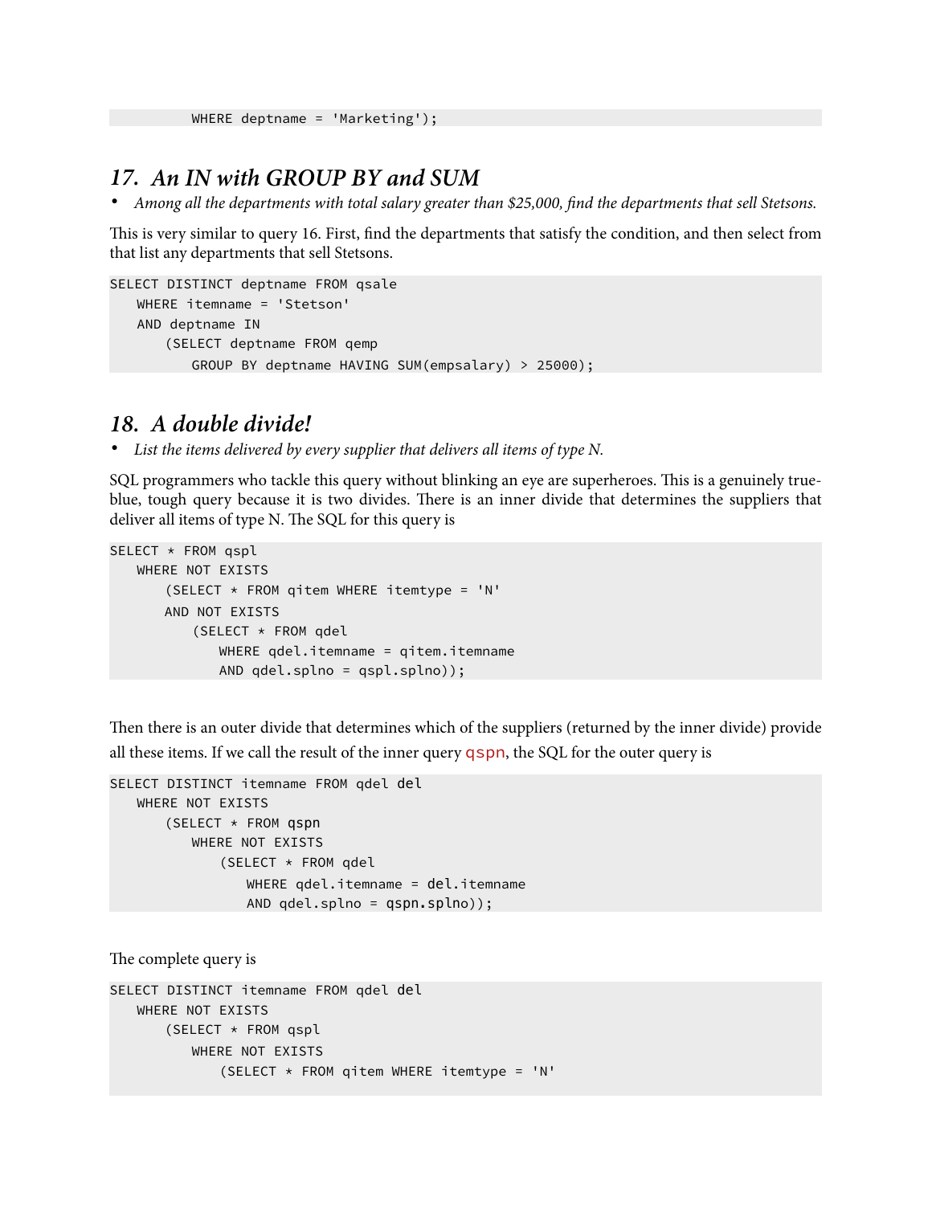```
        WHERE deptname = 'Marketing');
```

## *17. An IN with GROUP BY and SUM*

- *Among all the departments with total salary greater than $25,000, find the departments that sell Stetsons.*

This is very similar to query 16. First, find the departments that satisfy the condition, and then select from that list any departments that sell Stetsons.

```
SELECT DISTINCT deptname FROM qsale
   WHERE itemname = 'Stetson'
   AND deptname IN
      (SELECT deptname FROM qemp
         GROUP BY deptname HAVING SUM(empsalary) > 25000);
```

## *18. A double divide!*

- *List the items delivered by every supplier that delivers all items of type N.*

SQL programmers who tackle this query without blinking an eye are superheroes. This is a genuinely true-blue, tough query because it is two divides. There is an inner divide that determines the suppliers that deliver all items of type N. The SQL for this query is

```
SELECT * FROM qspl
   WHERE NOT EXISTS
      (SELECT * FROM qitem WHERE itemtype = 'N'
      AND NOT EXISTS
         (SELECT * FROM qdel
            WHERE qdel.itemname = qitem.itemname
            AND qdel.splno = qspl.splno));
```

Then there is an outer divide that determines which of the suppliers (returned by the inner divide) provide all these items. If we call the result of the inner query `qspn`, the SQL for the outer query is

```
SELECT DISTINCT itemname FROM qdel del
   WHERE NOT EXISTS
      (SELECT * FROM qspn
         WHERE NOT EXISTS
            (SELECT * FROM qdel
               WHERE qdel.itemname = del.itemname
               AND qdel.splno = qspn.splno));
```

The complete query is

```
SELECT DISTINCT itemname FROM qdel del
   WHERE NOT EXISTS
      (SELECT * FROM qspl
         WHERE NOT EXISTS
            (SELECT * FROM qitem WHERE itemtype = 'N'
```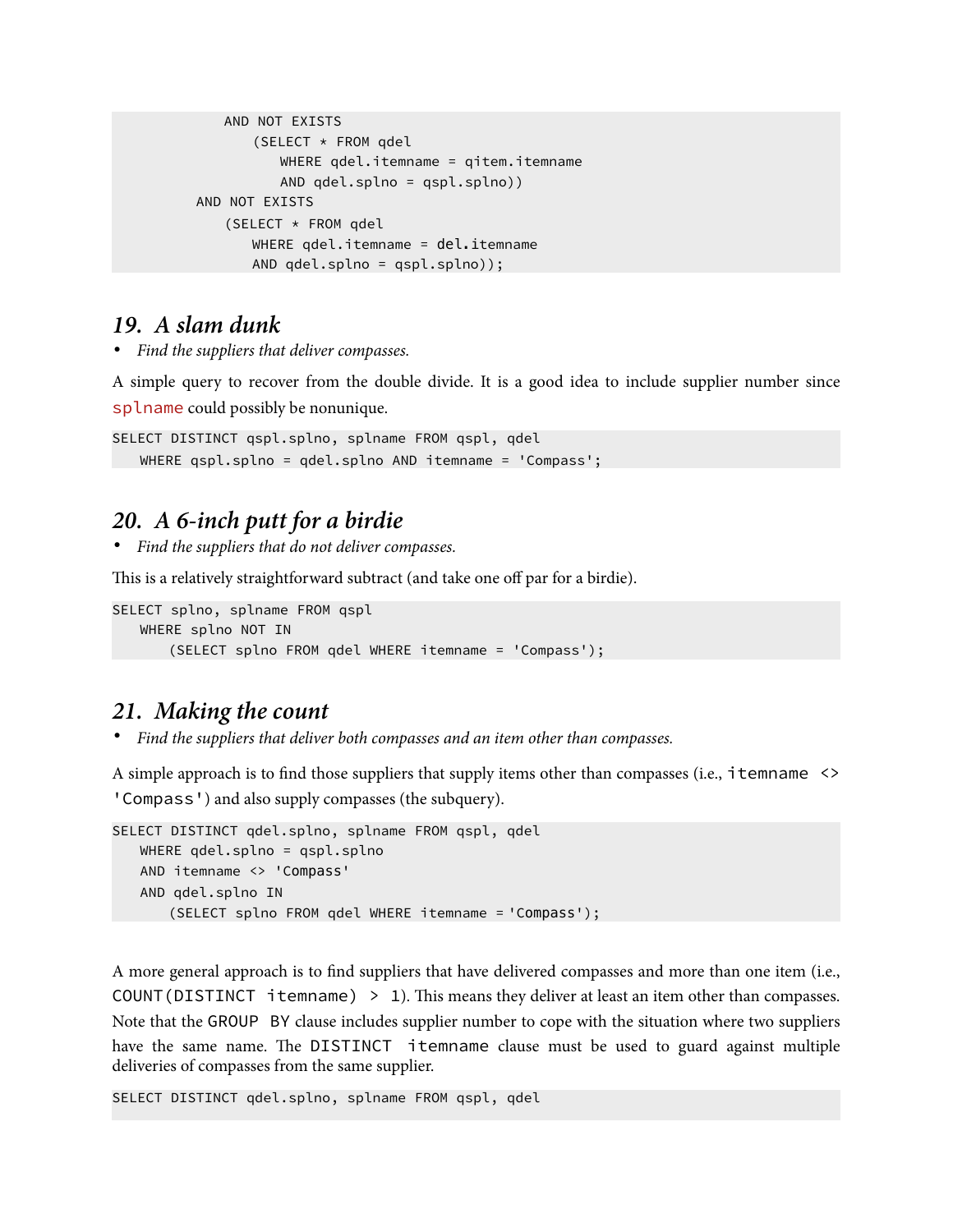```
        AND NOT EXISTS
            (SELECT * FROM qdel
                WHERE qdel.itemname = qitem.itemname
                AND qdel.splno = qspl.splno))
    AND NOT EXISTS
        (SELECT * FROM qdel
            WHERE qdel.itemname = del.itemname
            AND qdel.splno = qspl.splno));
```

## *19. A slam dunk*

- *Find the suppliers that deliver compasses.*

A simple query to recover from the double divide. It is a good idea to include supplier number since `splname` could possibly be nonunique.

```
SELECT DISTINCT qspl.splno, splname FROM qspl, qdel
   WHERE qspl.splno = qdel.splno AND itemname = 'Compass';
```

## *20. A 6-inch putt for a birdie*

- *Find the suppliers that do not deliver compasses.*

This is a relatively straightforward subtract (and take one off par for a birdie).

```
SELECT splno, splname FROM qspl
   WHERE splno NOT IN
      (SELECT splno FROM qdel WHERE itemname = 'Compass');
```

## *21. Making the count*

- *Find the suppliers that deliver both compasses and an item other than compasses.*

A simple approach is to find those suppliers that supply items other than compasses (i.e., `itemname <> 'Compass'`) and also supply compasses (the subquery).

```
SELECT DISTINCT qdel.splno, splname FROM qspl, qdel
   WHERE qdel.splno = qspl.splno
   AND itemname <> 'Compass'
   AND qdel.splno IN
      (SELECT splno FROM qdel WHERE itemname = 'Compass');
```

A more general approach is to find suppliers that have delivered compasses and more than one item (i.e., `COUNT(DISTINCT itemname) > 1`). This means they deliver at least an item other than compasses. Note that the `GROUP BY` clause includes supplier number to cope with the situation where two suppliers have the same name. The `DISTINCT itemname` clause must be used to guard against multiple deliveries of compasses from the same supplier.

```
SELECT DISTINCT qdel.splno, splname FROM qspl, qdel
```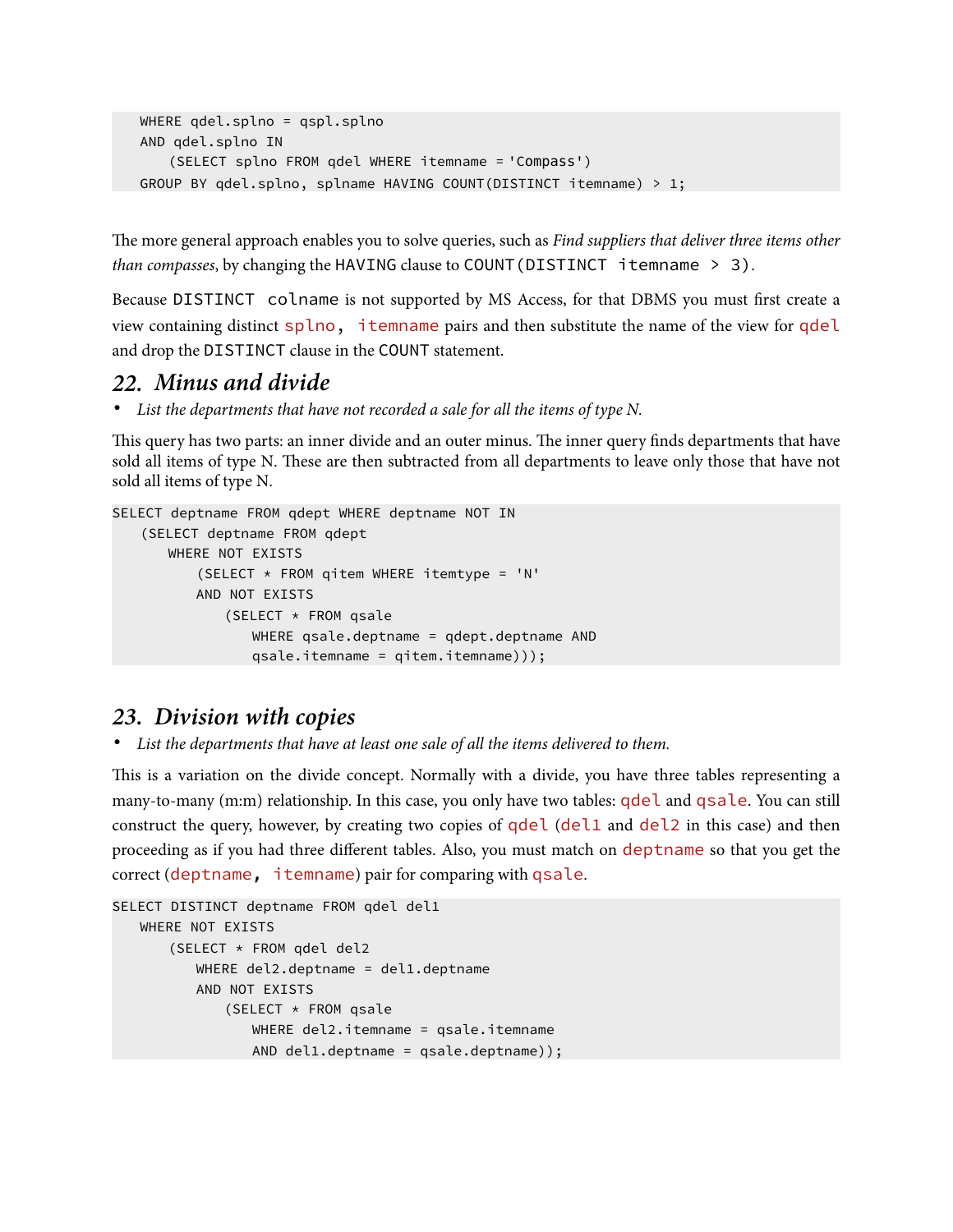```
WHERE qdel.splno = qspl.splno
AND qdel.splno IN
   (SELECT splno FROM qdel WHERE itemname = 'Compass')
GROUP BY qdel.splno, splname HAVING COUNT(DISTINCT itemname) > 1;
```

The more general approach enables you to solve queries, such as *Find suppliers that deliver three items other than compasses*, by changing the HAVING clause to COUNT(DISTINCT itemname > 3).

Because DISTINCT colname is not supported by MS Access, for that DBMS you must first create a view containing distinct splno, itemname pairs and then substitute the name of the view for qdel and drop the DISTINCT clause in the COUNT statement.

## 22. Minus and divide

- *List the departments that have not recorded a sale for all the items of type N.*

This query has two parts: an inner divide and an outer minus. The inner query finds departments that have sold all items of type N. These are then subtracted from all departments to leave only those that have not sold all items of type N.

```
SELECT deptname FROM qdept WHERE deptname NOT IN
   (SELECT deptname FROM qdept
      WHERE NOT EXISTS
         (SELECT * FROM qitem WHERE itemtype = 'N'
         AND NOT EXISTS
            (SELECT * FROM qsale
               WHERE qsale.deptname = qdept.deptname AND
               qsale.itemname = qitem.itemname)));
```

## 23. Division with copies

- *List the departments that have at least one sale of all the items delivered to them.*

This is a variation on the divide concept. Normally with a divide, you have three tables representing a many-to-many (m:m) relationship. In this case, you only have two tables: qdel and qsale. You can still construct the query, however, by creating two copies of qdel (del1 and del2 in this case) and then proceeding as if you had three different tables. Also, you must match on deptname so that you get the correct (deptname, itemname) pair for comparing with qsale.

```
SELECT DISTINCT deptname FROM qdel del1
   WHERE NOT EXISTS
      (SELECT * FROM qdel del2
         WHERE del2.deptname = del1.deptname
         AND NOT EXISTS
            (SELECT * FROM qsale
               WHERE del2.itemname = qsale.itemname
               AND del1.deptname = qsale.deptname));
```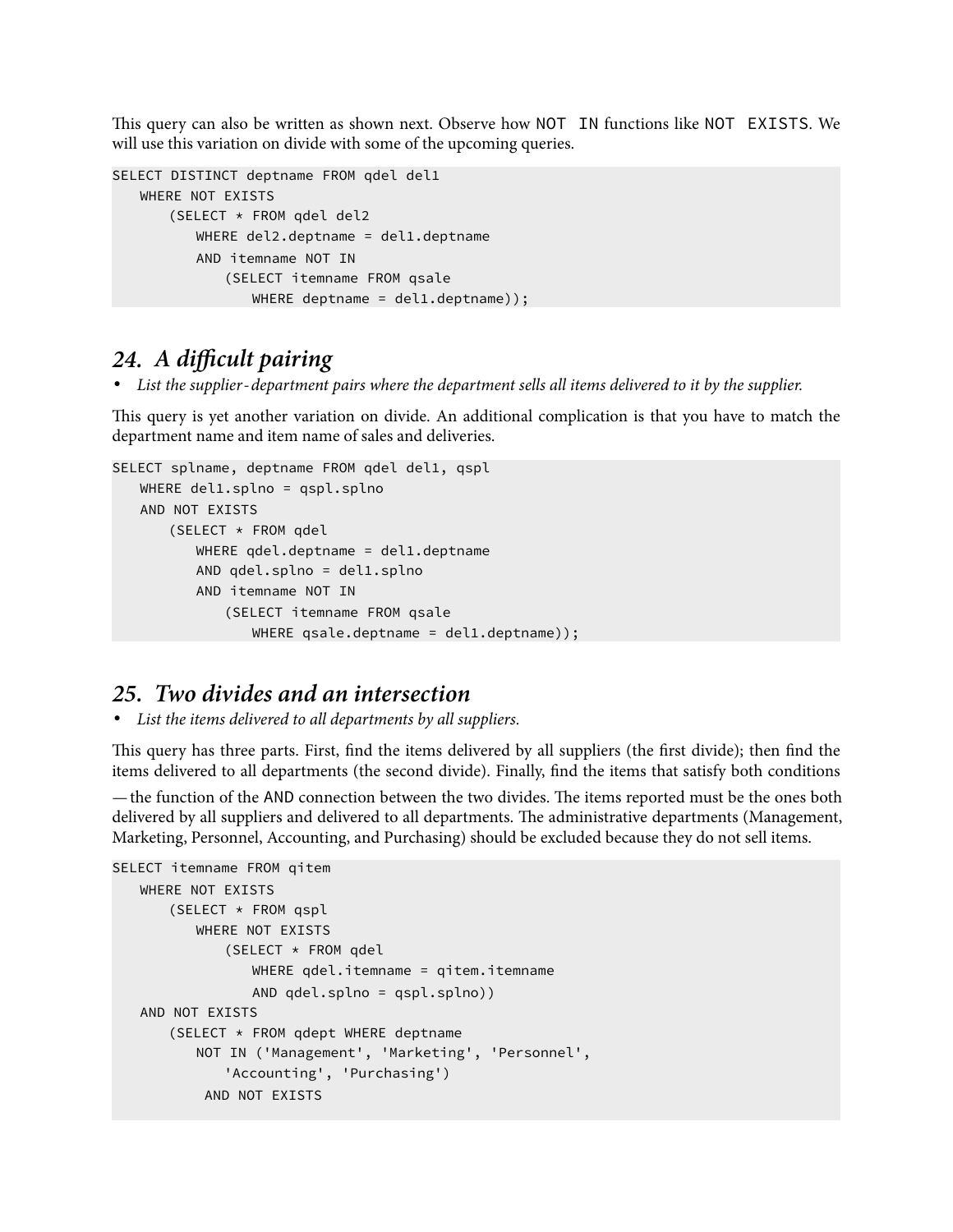This query can also be written as shown next. Observe how NOT IN functions like NOT EXISTS. We will use this variation on divide with some of the upcoming queries.

```
SELECT DISTINCT deptname FROM qdel del1
   WHERE NOT EXISTS
      (SELECT * FROM qdel del2
         WHERE del2.deptname = del1.deptname
         AND itemname NOT IN
            (SELECT itemname FROM qsale
               WHERE deptname = del1.deptname));
```

## *24. A difficult pairing*

- *List the supplier-department pairs where the department sells all items delivered to it by the supplier.*

This query is yet another variation on divide. An additional complication is that you have to match the department name and item name of sales and deliveries.

```
SELECT splname, deptname FROM qdel del1, qspl
   WHERE del1.splno = qspl.splno
   AND NOT EXISTS
      (SELECT * FROM qdel
         WHERE qdel.deptname = del1.deptname
         AND qdel.splno = del1.splno
         AND itemname NOT IN
            (SELECT itemname FROM qsale
               WHERE qsale.deptname = del1.deptname));
```

## *25. Two divides and an intersection*

- *List the items delivered to all departments by all suppliers.*

This query has three parts. First, find the items delivered by all suppliers (the first divide); then find the items delivered to all departments (the second divide). Finally, find the items that satisfy both conditions —the function of the AND connection between the two divides. The items reported must be the ones both delivered by all suppliers and delivered to all departments. The administrative departments (Management, Marketing, Personnel, Accounting, and Purchasing) should be excluded because they do not sell items.

```
SELECT itemname FROM qitem
   WHERE NOT EXISTS
      (SELECT * FROM qspl
         WHERE NOT EXISTS
            (SELECT * FROM qdel
               WHERE qdel.itemname = qitem.itemname
               AND qdel.splno = qspl.splno))
   AND NOT EXISTS
      (SELECT * FROM qdept WHERE deptname
         NOT IN ('Management', 'Marketing', 'Personnel',
            'Accounting', 'Purchasing')
          AND NOT EXISTS
```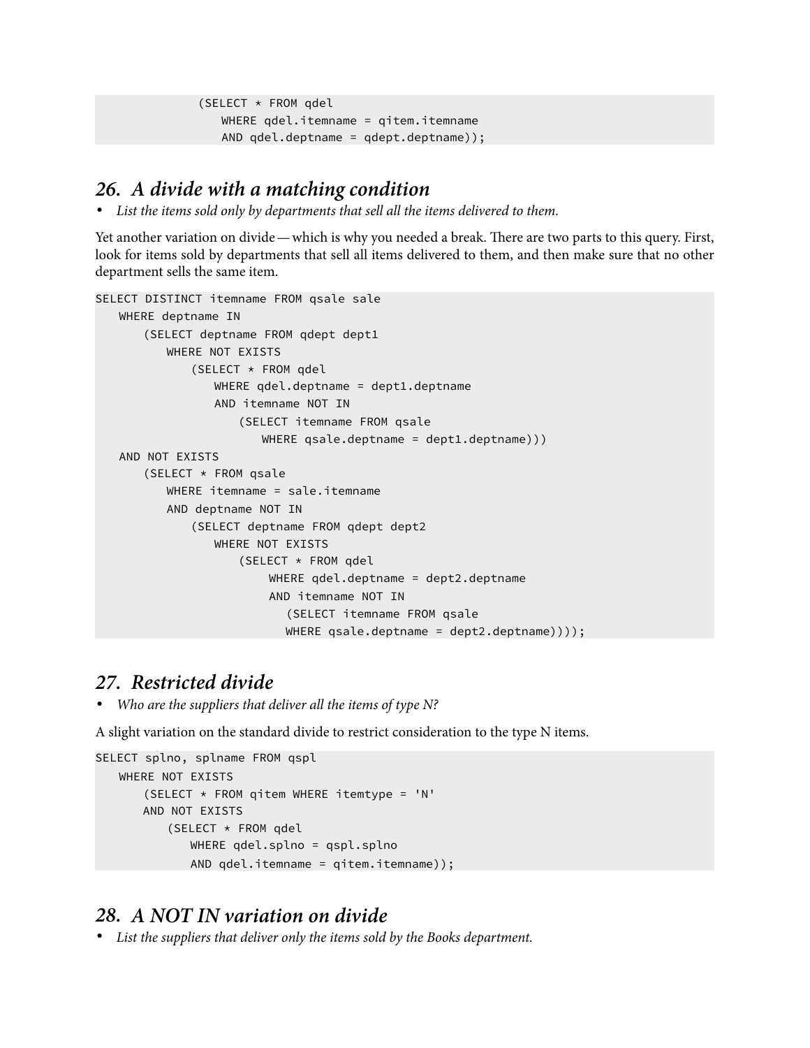```
            (SELECT * FROM qdel
                WHERE qdel.itemname = qitem.itemname
                AND qdel.deptname = qdept.deptname));
```

## *26. A divide with a matching condition*

- *List the items sold only by departments that sell all the items delivered to them.*

Yet another variation on divide — which is why you needed a break. There are two parts to this query. First, look for items sold by departments that sell all items delivered to them, and then make sure that no other department sells the same item.

```
SELECT DISTINCT itemname FROM qsale sale
    WHERE deptname IN
        (SELECT deptname FROM qdept dept1
            WHERE NOT EXISTS
                (SELECT * FROM qdel
                    WHERE qdel.deptname = dept1.deptname
                    AND itemname NOT IN
                        (SELECT itemname FROM qsale
                            WHERE qsale.deptname = dept1.deptname)))
    AND NOT EXISTS
        (SELECT * FROM qsale
            WHERE itemname = sale.itemname
            AND deptname NOT IN
                (SELECT deptname FROM qdept dept2
                    WHERE NOT EXISTS
                        (SELECT * FROM qdel
                             WHERE qdel.deptname = dept2.deptname
                             AND itemname NOT IN
                                (SELECT itemname FROM qsale
                                WHERE qsale.deptname = dept2.deptname))));
```

## *27. Restricted divide*

- *Who are the suppliers that deliver all the items of type N?*

A slight variation on the standard divide to restrict consideration to the type N items.

```
SELECT splno, splname FROM qspl
    WHERE NOT EXISTS
        (SELECT * FROM qitem WHERE itemtype = 'N'
        AND NOT EXISTS
            (SELECT * FROM qdel
                WHERE qdel.splno = qspl.splno
                AND qdel.itemname = qitem.itemname));
```

## *28. A NOT IN variation on divide*

- *List the suppliers that deliver only the items sold by the Books department.*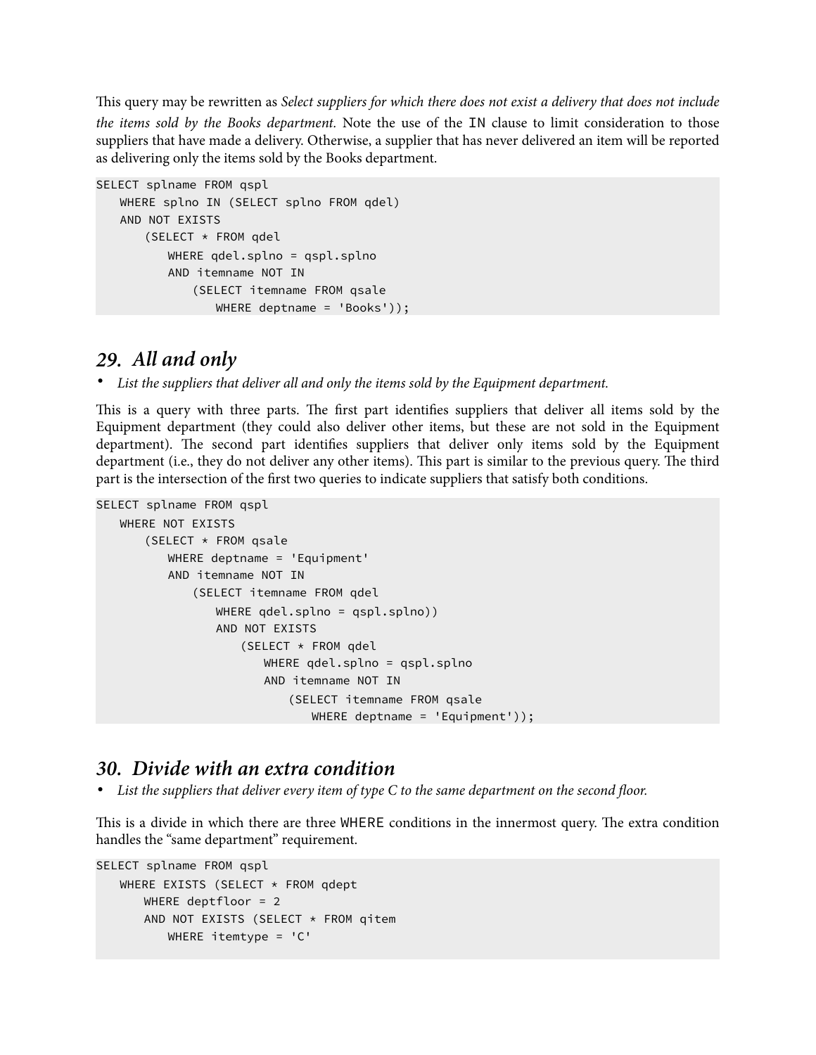This query may be rewritten as *Select suppliers for which there does not exist a delivery that does not include the items sold by the Books department.* Note the use of the IN clause to limit consideration to those suppliers that have made a delivery. Otherwise, a supplier that has never delivered an item will be reported as delivering only the items sold by the Books department.

```
SELECT splname FROM qspl
   WHERE splno IN (SELECT splno FROM qdel)
   AND NOT EXISTS
      (SELECT * FROM qdel
         WHERE qdel.splno = qspl.splno
         AND itemname NOT IN
            (SELECT itemname FROM qsale
               WHERE deptname = 'Books'));
```

## *29. All and only*

- *List the suppliers that deliver all and only the items sold by the Equipment department.*

This is a query with three parts. The first part identifies suppliers that deliver all items sold by the Equipment department (they could also deliver other items, but these are not sold in the Equipment department). The second part identifies suppliers that deliver only items sold by the Equipment department (i.e., they do not deliver any other items). This part is similar to the previous query. The third part is the intersection of the first two queries to indicate suppliers that satisfy both conditions.

```
SELECT splname FROM qspl
   WHERE NOT EXISTS
      (SELECT * FROM qsale
         WHERE deptname = 'Equipment'
         AND itemname NOT IN
            (SELECT itemname FROM qdel
               WHERE qdel.splno = qspl.splno))
               AND NOT EXISTS
                  (SELECT * FROM qdel
                     WHERE qdel.splno = qspl.splno
                     AND itemname NOT IN
                        (SELECT itemname FROM qsale
                           WHERE deptname = 'Equipment'));
```

## *30. Divide with an extra condition*

- *List the suppliers that deliver every item of type C to the same department on the second floor.*

This is a divide in which there are three WHERE conditions in the innermost query. The extra condition handles the "same department" requirement.

```
SELECT splname FROM qspl
   WHERE EXISTS (SELECT * FROM qdept
      WHERE deptfloor = 2
      AND NOT EXISTS (SELECT * FROM qitem
         WHERE itemtype = 'C'
```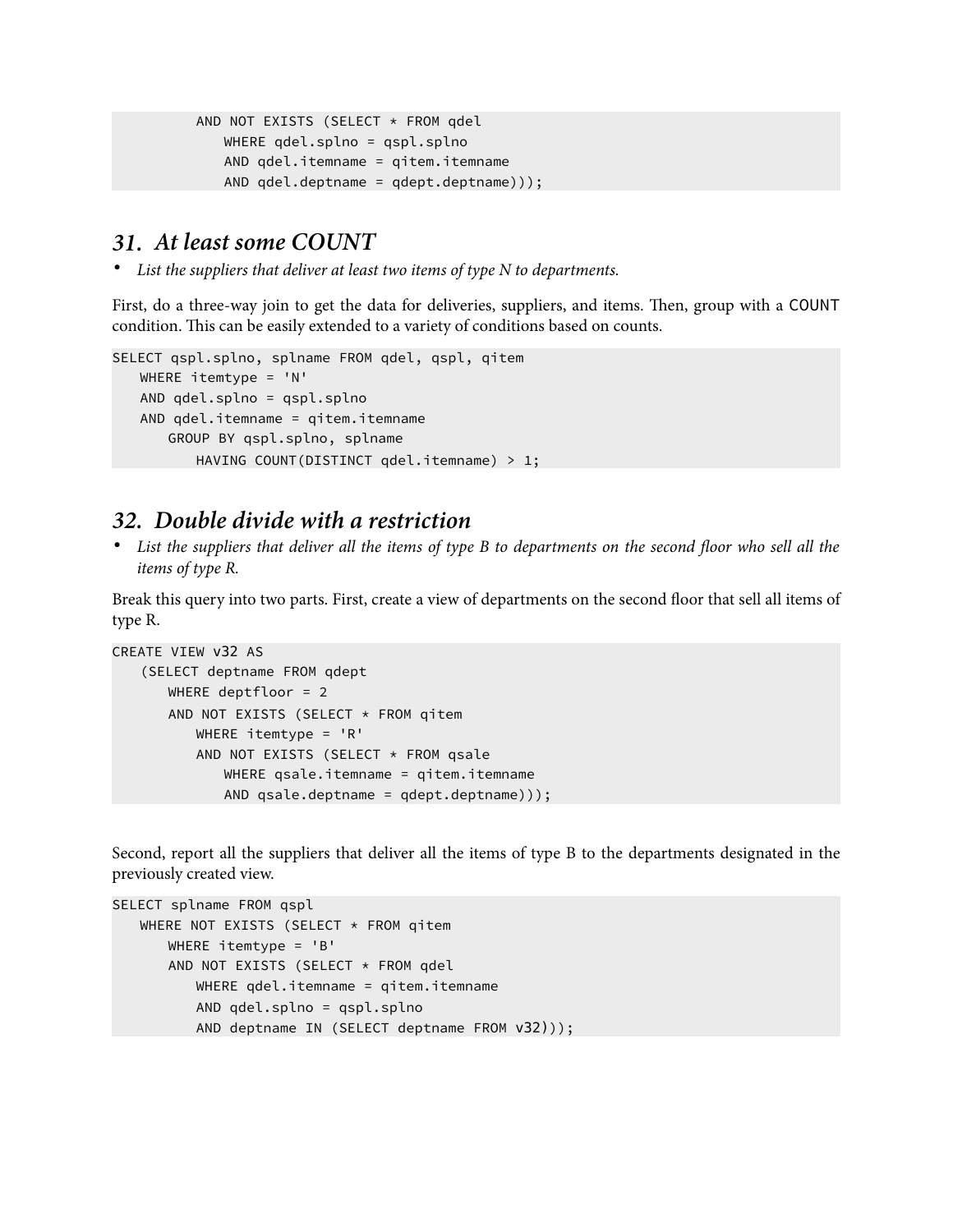```
        AND NOT EXISTS (SELECT * FROM qdel
            WHERE qdel.splno = qspl.splno
            AND qdel.itemname = qitem.itemname
            AND qdel.deptname = qdept.deptname)));
```

## *31. At least some COUNT*

- *List the suppliers that deliver at least two items of type N to departments.*

First, do a three-way join to get the data for deliveries, suppliers, and items. Then, group with a COUNT condition. This can be easily extended to a variety of conditions based on counts.

```
SELECT qspl.splno, splname FROM qdel, qspl, qitem
    WHERE itemtype = 'N'
    AND qdel.splno = qspl.splno
    AND qdel.itemname = qitem.itemname
        GROUP BY qspl.splno, splname
            HAVING COUNT(DISTINCT qdel.itemname) > 1;
```

## *32. Double divide with a restriction*

- *List the suppliers that deliver all the items of type B to departments on the second floor who sell all the items of type R.*

Break this query into two parts. First, create a view of departments on the second floor that sell all items of type R.

```
CREATE VIEW v32 AS
    (SELECT deptname FROM qdept
        WHERE deptfloor = 2
        AND NOT EXISTS (SELECT * FROM qitem
            WHERE itemtype = 'R'
            AND NOT EXISTS (SELECT * FROM qsale
                WHERE qsale.itemname = qitem.itemname
                AND qsale.deptname = qdept.deptname)));
```

Second, report all the suppliers that deliver all the items of type B to the departments designated in the previously created view.

```
SELECT splname FROM qspl
    WHERE NOT EXISTS (SELECT * FROM qitem
        WHERE itemtype = 'B'
        AND NOT EXISTS (SELECT * FROM qdel
            WHERE qdel.itemname = qitem.itemname
            AND qdel.splno = qspl.splno
            AND deptname IN (SELECT deptname FROM v32)));
```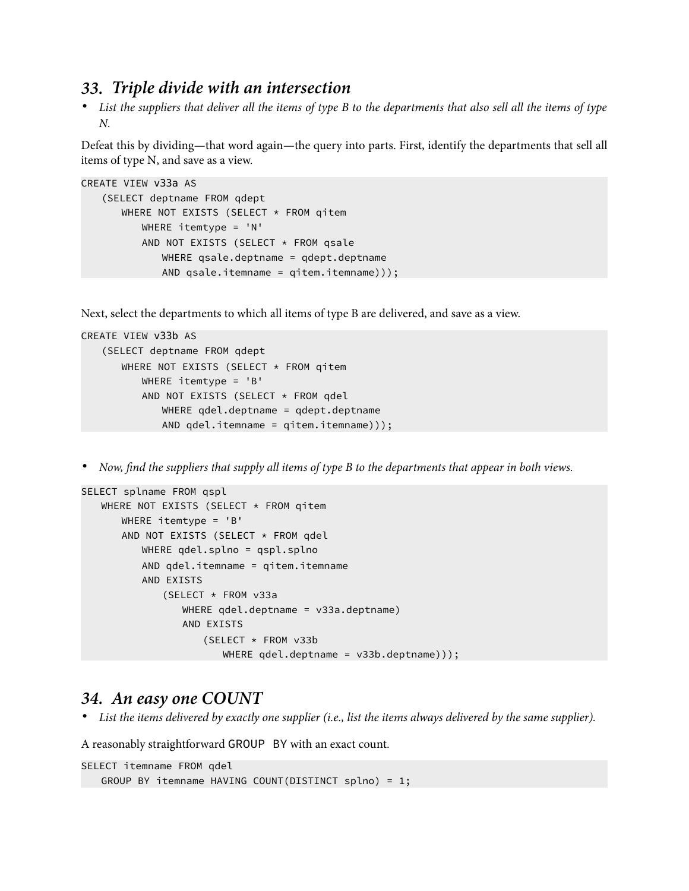## *33. Triple divide with an intersection*

- *List the suppliers that deliver all the items of type B to the departments that also sell all the items of type N.*

Defeat this by dividing—that word again—the query into parts. First, identify the departments that sell all items of type N, and save as a view.

```
CREATE VIEW v33a AS
   (SELECT deptname FROM qdept
      WHERE NOT EXISTS (SELECT * FROM qitem
         WHERE itemtype = 'N'
         AND NOT EXISTS (SELECT * FROM qsale
            WHERE qsale.deptname = qdept.deptname
            AND qsale.itemname = qitem.itemname)));
```

Next, select the departments to which all items of type B are delivered, and save as a view.

```
CREATE VIEW v33b AS
   (SELECT deptname FROM qdept
      WHERE NOT EXISTS (SELECT * FROM qitem
         WHERE itemtype = 'B'
         AND NOT EXISTS (SELECT * FROM qdel
            WHERE qdel.deptname = qdept.deptname
            AND qdel.itemname = qitem.itemname)));
```

- *Now, find the suppliers that supply all items of type B to the departments that appear in both views.*

```
SELECT splname FROM qspl
   WHERE NOT EXISTS (SELECT * FROM qitem
      WHERE itemtype = 'B'
      AND NOT EXISTS (SELECT * FROM qdel
         WHERE qdel.splno = qspl.splno
         AND qdel.itemname = qitem.itemname
         AND EXISTS
            (SELECT * FROM v33a
               WHERE qdel.deptname = v33a.deptname)
               AND EXISTS
                  (SELECT * FROM v33b
                     WHERE qdel.deptname = v33b.deptname)));
```

## *34. An easy one COUNT*

- *List the items delivered by exactly one supplier (i.e., list the items always delivered by the same supplier).*

A reasonably straightforward `GROUP BY` with an exact count.

```
SELECT itemname FROM qdel
   GROUP BY itemname HAVING COUNT(DISTINCT splno) = 1;
```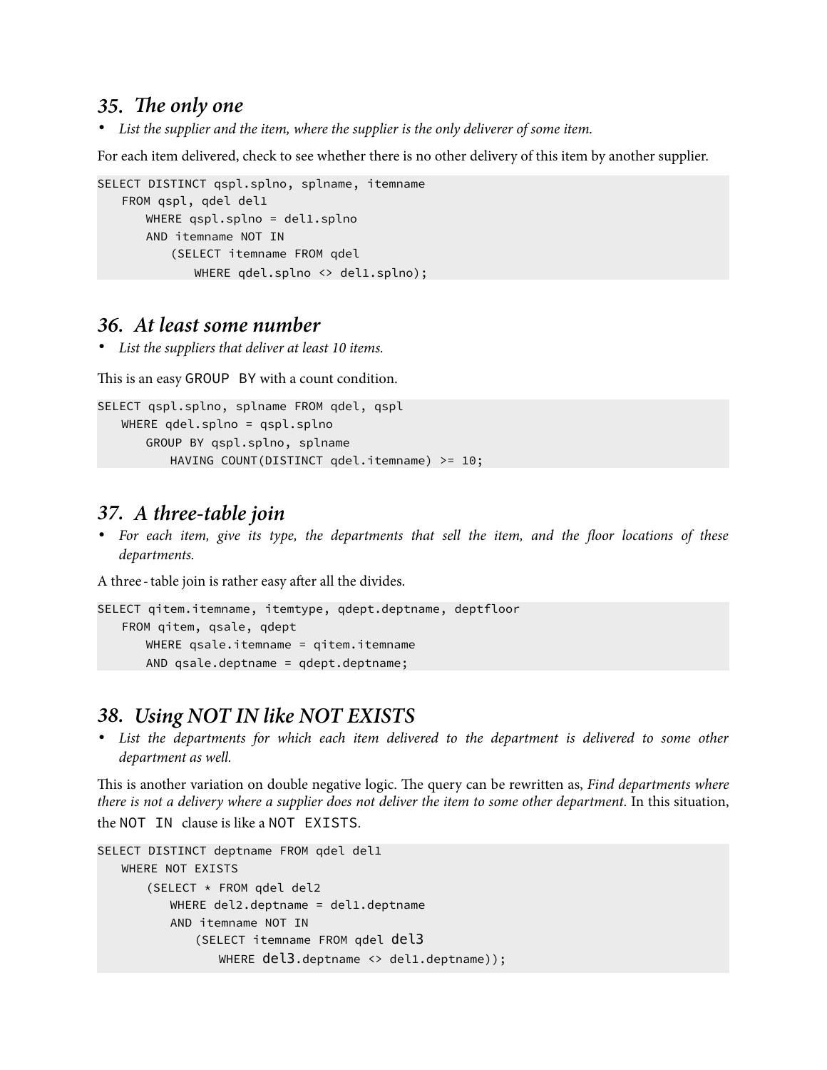## *35. The only one*

- *List the supplier and the item, where the supplier is the only deliverer of some item.*

For each item delivered, check to see whether there is no other delivery of this item by another supplier.

```
SELECT DISTINCT qspl.splno, splname, itemname
   FROM qspl, qdel del1
      WHERE qspl.splno = del1.splno
      AND itemname NOT IN
         (SELECT itemname FROM qdel
            WHERE qdel.splno <> del1.splno);
```

## *36. At least some number*

- *List the suppliers that deliver at least 10 items.*

This is an easy `GROUP BY` with a count condition.

```
SELECT qspl.splno, splname FROM qdel, qspl
   WHERE qdel.splno = qspl.splno
      GROUP BY qspl.splno, splname
         HAVING COUNT(DISTINCT qdel.itemname) >= 10;
```

## *37. A three-table join*

- *For each item, give its type, the departments that sell the item, and the floor locations of these departments.*

A three - table join is rather easy after all the divides.

```
SELECT qitem.itemname, itemtype, qdept.deptname, deptfloor
   FROM qitem, qsale, qdept
      WHERE qsale.itemname = qitem.itemname
      AND qsale.deptname = qdept.deptname;
```

## *38. Using NOT IN like NOT EXISTS*

- *List the departments for which each item delivered to the department is delivered to some other department as well.*

This is another variation on double negative logic. The query can be rewritten as, *Find departments where there is not a delivery where a supplier does not deliver the item to some other department*. In this situation, the `NOT IN` clause is like a `NOT EXISTS`.

```
SELECT DISTINCT deptname FROM qdel del1
   WHERE NOT EXISTS
      (SELECT * FROM qdel del2
         WHERE del2.deptname = del1.deptname
         AND itemname NOT IN
            (SELECT itemname FROM qdel del3
               WHERE del3.deptname <> del1.deptname));
```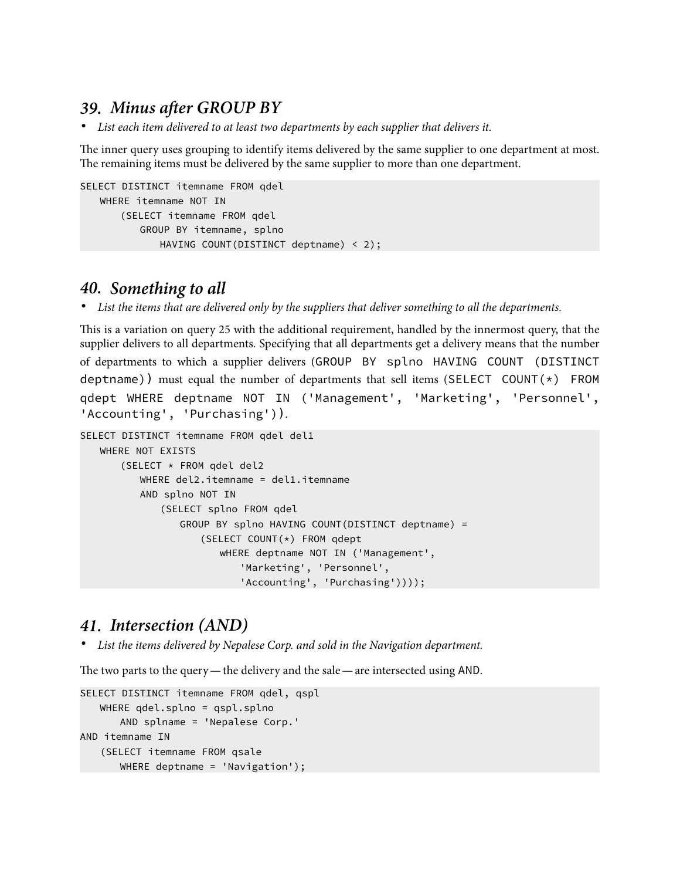## 39. *Minus after GROUP BY*

- *List each item delivered to at least two departments by each supplier that delivers it.*

The inner query uses grouping to identify items delivered by the same supplier to one department at most. The remaining items must be delivered by the same supplier to more than one department.

```
SELECT DISTINCT itemname FROM qdel
   WHERE itemname NOT IN
      (SELECT itemname FROM qdel
         GROUP BY itemname, splno
            HAVING COUNT(DISTINCT deptname) < 2);
```

## 40. *Something to all*

- *List the items that are delivered only by the suppliers that deliver something to all the departments.*

This is a variation on query 25 with the additional requirement, handled by the innermost query, that the supplier delivers to all departments. Specifying that all departments get a delivery means that the number of departments to which a supplier delivers (`GROUP BY splno HAVING COUNT (DISTINCT deptname)`) must equal the number of departments that sell items (`SELECT COUNT(*) FROM qdept WHERE deptname NOT IN ('Management', 'Marketing', 'Personnel', 'Accounting', 'Purchasing')`).

```
SELECT DISTINCT itemname FROM qdel del1
   WHERE NOT EXISTS
      (SELECT * FROM qdel del2
         WHERE del2.itemname = del1.itemname
         AND splno NOT IN
            (SELECT splno FROM qdel
               GROUP BY splno HAVING COUNT(DISTINCT deptname) =
                  (SELECT COUNT(*) FROM qdept
                     wHERE deptname NOT IN ('Management',
                        'Marketing', 'Personnel',
                        'Accounting', 'Purchasing'))));
```

## 41. *Intersection (AND)*

- *List the items delivered by Nepalese Corp. and sold in the Navigation department.*

The two parts to the query — the delivery and the sale — are intersected using AND.

```
SELECT DISTINCT itemname FROM qdel, qspl
   WHERE qdel.splno = qspl.splno
      AND splname = 'Nepalese Corp.'
AND itemname IN
   (SELECT itemname FROM qsale
      WHERE deptname = 'Navigation');
```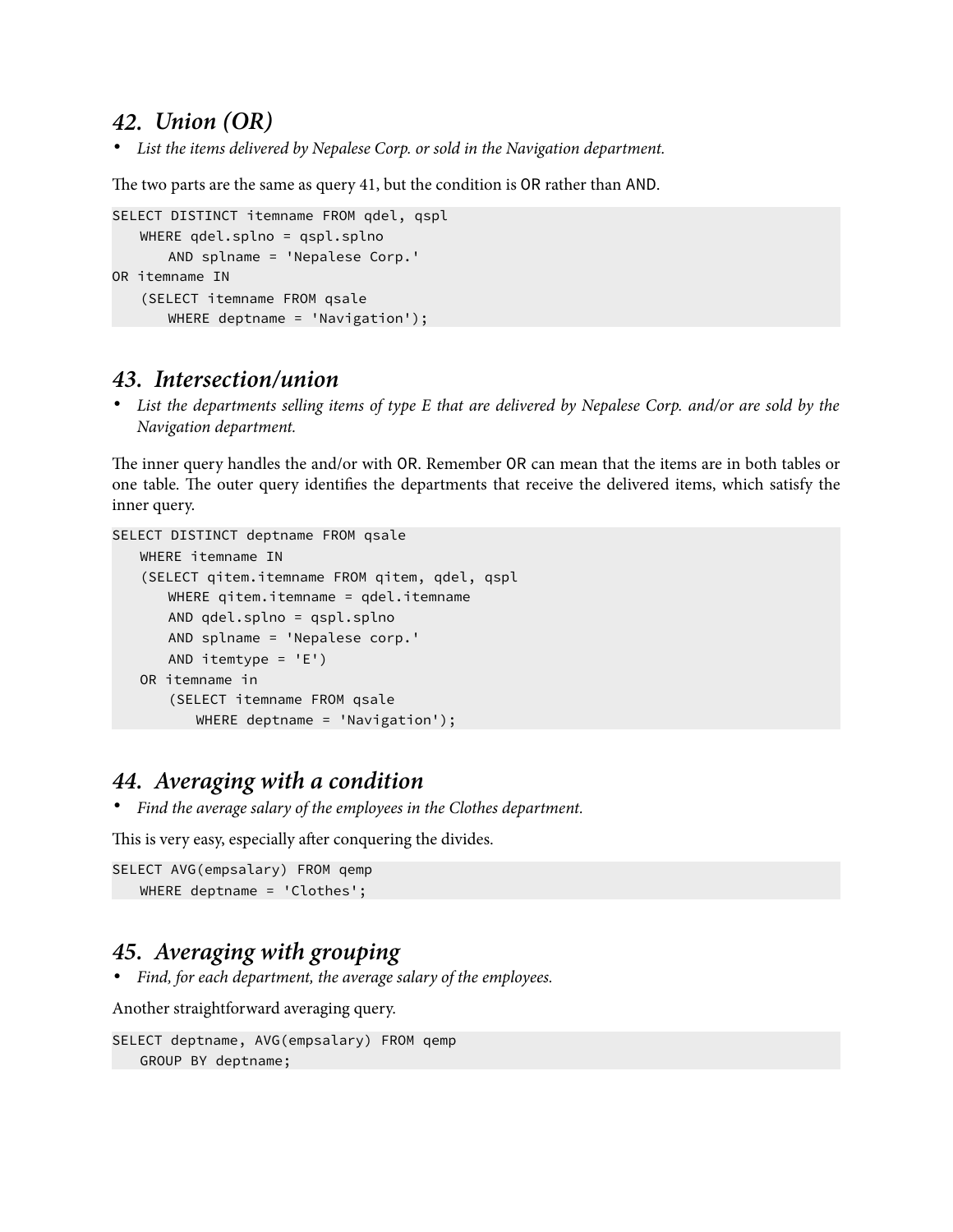## *42. Union (OR)*

- *List the items delivered by Nepalese Corp. or sold in the Navigation department.*

The two parts are the same as query 41, but the condition is OR rather than AND.

```
SELECT DISTINCT itemname FROM qdel, qspl
   WHERE qdel.splno = qspl.splno
      AND splname = 'Nepalese Corp.'
OR itemname IN
   (SELECT itemname FROM qsale
      WHERE deptname = 'Navigation');
```

## *43. Intersection/union*

- *List the departments selling items of type E that are delivered by Nepalese Corp. and/or are sold by the Navigation department.*

The inner query handles the and/or with OR. Remember OR can mean that the items are in both tables or one table. The outer query identifies the departments that receive the delivered items, which satisfy the inner query.

```
SELECT DISTINCT deptname FROM qsale
   WHERE itemname IN
   (SELECT qitem.itemname FROM qitem, qdel, qspl
      WHERE qitem.itemname = qdel.itemname
      AND qdel.splno = qspl.splno
      AND splname = 'Nepalese corp.'
      AND itemtype = 'E')
   OR itemname in
      (SELECT itemname FROM qsale
         WHERE deptname = 'Navigation');
```

## *44. Averaging with a condition*

- *Find the average salary of the employees in the Clothes department.*

This is very easy, especially after conquering the divides.

```
SELECT AVG(empsalary) FROM qemp
   WHERE deptname = 'Clothes';
```

## *45. Averaging with grouping*

- *Find, for each department, the average salary of the employees.*

Another straightforward averaging query.

```
SELECT deptname, AVG(empsalary) FROM qemp
   GROUP BY deptname;
```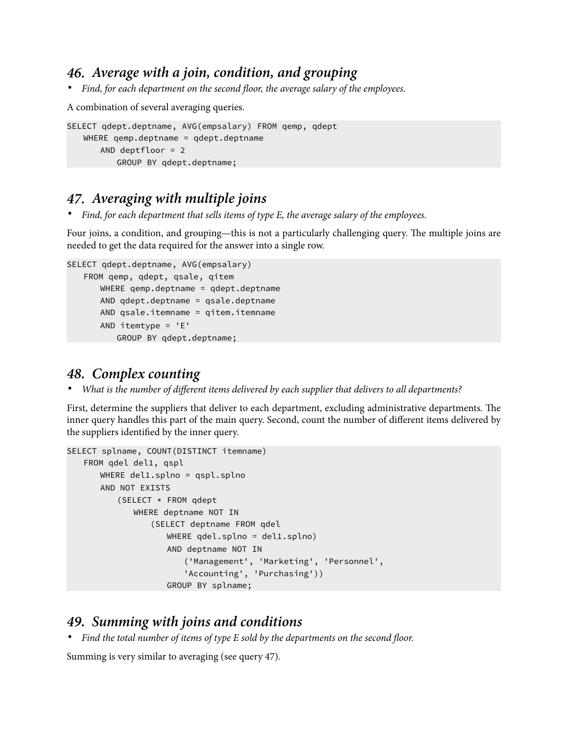## 46. *Average with a join, condition, and grouping*

- *Find, for each department on the second floor, the average salary of the employees.*

A combination of several averaging queries.

```
SELECT qdept.deptname, AVG(empsalary) FROM qemp, qdept
   WHERE qemp.deptname = qdept.deptname
      AND deptfloor = 2
         GROUP BY qdept.deptname;
```

## 47. *Averaging with multiple joins*

- *Find, for each department that sells items of type E, the average salary of the employees.*

Four joins, a condition, and grouping—this is not a particularly challenging query. The multiple joins are needed to get the data required for the answer into a single row.

```
SELECT qdept.deptname, AVG(empsalary)
   FROM qemp, qdept, qsale, qitem
      WHERE qemp.deptname = qdept.deptname
      AND qdept.deptname = qsale.deptname
      AND qsale.itemname = qitem.itemname
      AND itemtype = 'E'
         GROUP BY qdept.deptname;
```

## 48. *Complex counting*

- *What is the number of different items delivered by each supplier that delivers to all departments?*

First, determine the suppliers that deliver to each department, excluding administrative departments. The inner query handles this part of the main query. Second, count the number of different items delivered by the suppliers identified by the inner query.

```
SELECT splname, COUNT(DISTINCT itemname)
   FROM qdel del1, qspl
      WHERE del1.splno = qspl.splno
      AND NOT EXISTS
         (SELECT * FROM qdept
            WHERE deptname NOT IN
               (SELECT deptname FROM qdel
                  WHERE qdel.splno = del1.splno)
                  AND deptname NOT IN
                     ('Management', 'Marketing', 'Personnel',
                     'Accounting', 'Purchasing'))
                  GROUP BY splname;
```

## 49. *Summing with joins and conditions*

- *Find the total number of items of type E sold by the departments on the second floor.*

Summing is very similar to averaging (see query 47).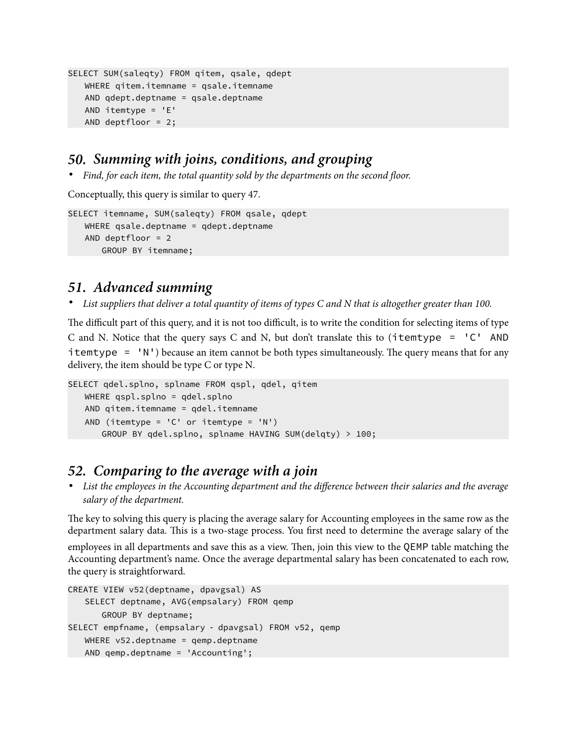```
SELECT SUM(saleqty) FROM qitem, qsale, qdept
    WHERE qitem.itemname = qsale.itemname
    AND qdept.deptname = qsale.deptname
    AND itemtype = 'E'
    AND deptfloor = 2;
```

## *50. Summing with joins, conditions, and grouping*

- *Find, for each item, the total quantity sold by the departments on the second floor.*

Conceptually, this query is similar to query 47.

```
SELECT itemname, SUM(saleqty) FROM qsale, qdept
    WHERE qsale.deptname = qdept.deptname
    AND deptfloor = 2
        GROUP BY itemname;
```

## *51. Advanced summing*

- *List suppliers that deliver a total quantity of items of types C and N that is altogether greater than 100.*

The difficult part of this query, and it is not too difficult, is to write the condition for selecting items of type C and N. Notice that the query says C and N, but don't translate this to (`itemtype = 'C' AND itemtype = 'N'`) because an item cannot be both types simultaneously. The query means that for any delivery, the item should be type C or type N.

```
SELECT qdel.splno, splname FROM qspl, qdel, qitem
    WHERE qspl.splno = qdel.splno
    AND qitem.itemname = qdel.itemname
    AND (itemtype = 'C' or itemtype = 'N')
        GROUP BY qdel.splno, splname HAVING SUM(delqty) > 100;
```

## *52. Comparing to the average with a join*

- *List the employees in the Accounting department and the difference between their salaries and the average salary of the department.*

The key to solving this query is placing the average salary for Accounting employees in the same row as the department salary data. This is a two-stage process. You first need to determine the average salary of the employees in all departments and save this as a view. Then, join this view to the `QEMP` table matching the Accounting department's name. Once the average departmental salary has been concatenated to each row, the query is straightforward.

```
CREATE VIEW v52(deptname, dpavgsal) AS
    SELECT deptname, AVG(empsalary) FROM qemp
        GROUP BY deptname;
SELECT empfname, (empsalary - dpavgsal) FROM v52, qemp
    WHERE v52.deptname = qemp.deptname
    AND qemp.deptname = 'Accounting';
```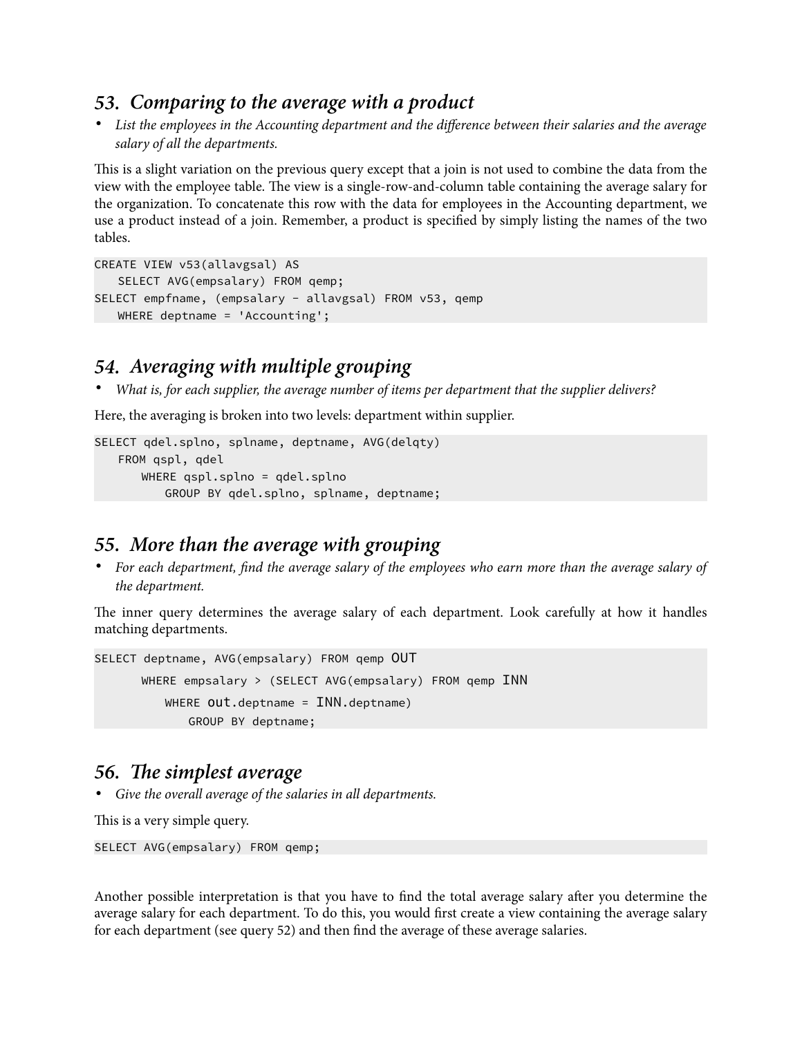## *53. Comparing to the average with a product*

- *List the employees in the Accounting department and the difference between their salaries and the average salary of all the departments.*

This is a slight variation on the previous query except that a join is not used to combine the data from the view with the employee table. The view is a single-row-and-column table containing the average salary for the organization. To concatenate this row with the data for employees in the Accounting department, we use a product instead of a join. Remember, a product is specified by simply listing the names of the two tables.

```
CREATE VIEW v53(allavgsal) AS
   SELECT AVG(empsalary) FROM qemp;
SELECT empfname, (empsalary - allavgsal) FROM v53, qemp
   WHERE deptname = 'Accounting';
```

## *54. Averaging with multiple grouping*

- *What is, for each supplier, the average number of items per department that the supplier delivers?*

Here, the averaging is broken into two levels: department within supplier.

```
SELECT qdel.splno, splname, deptname, AVG(delqty)
   FROM qspl, qdel
      WHERE qspl.splno = qdel.splno
         GROUP BY qdel.splno, splname, deptname;
```

## *55. More than the average with grouping*

- *For each department, find the average salary of the employees who earn more than the average salary of the department.*

The inner query determines the average salary of each department. Look carefully at how it handles matching departments.

```
SELECT deptname, AVG(empsalary) FROM qemp OUT
      WHERE empsalary > (SELECT AVG(empsalary) FROM qemp INN
         WHERE out.deptname = INN.deptname)
            GROUP BY deptname;
```

## *56. The simplest average*

- *Give the overall average of the salaries in all departments.*

This is a very simple query.

```
SELECT AVG(empsalary) FROM qemp;
```

Another possible interpretation is that you have to find the total average salary after you determine the average salary for each department. To do this, you would first create a view containing the average salary for each department (see query 52) and then find the average of these average salaries.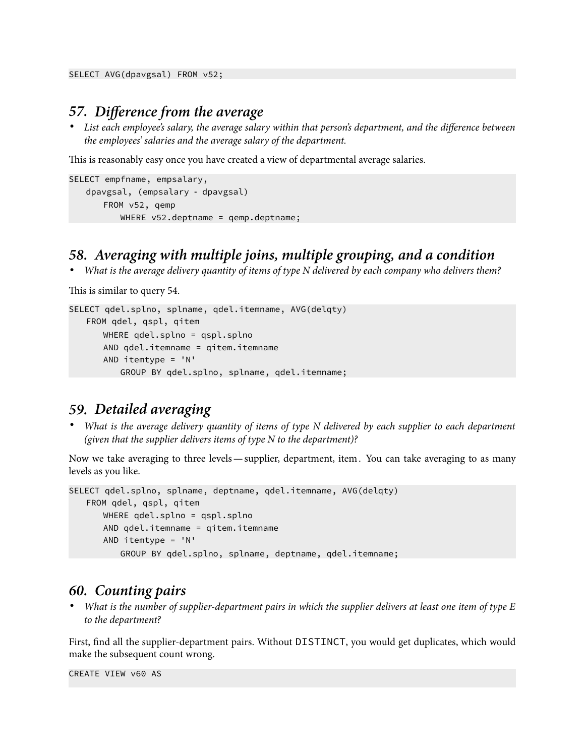```
SELECT AVG(dpavgsal) FROM v52;
```

## *57. Difference from the average*

- *List each employee's salary, the average salary within that person's department, and the difference between the employees' salaries and the average salary of the department.*

This is reasonably easy once you have created a view of departmental average salaries.

```
SELECT empfname, empsalary,
   dpavgsal, (empsalary - dpavgsal)
      FROM v52, qemp
         WHERE v52.deptname = qemp.deptname;
```

## *58. Averaging with multiple joins, multiple grouping, and a condition*

- *What is the average delivery quantity of items of type N delivered by each company who delivers them?*

This is similar to query 54.

```
SELECT qdel.splno, splname, qdel.itemname, AVG(delqty)
   FROM qdel, qspl, qitem
      WHERE qdel.splno = qspl.splno
      AND qdel.itemname = qitem.itemname
      AND itemtype = 'N'
         GROUP BY qdel.splno, splname, qdel.itemname;
```

## *59. Detailed averaging*

- *What is the average delivery quantity of items of type N delivered by each supplier to each department (given that the supplier delivers items of type N to the department)?*

Now we take averaging to three levels—supplier, department, item. You can take averaging to as many levels as you like.

```
SELECT qdel.splno, splname, deptname, qdel.itemname, AVG(delqty)
   FROM qdel, qspl, qitem
      WHERE qdel.splno = qspl.splno
      AND qdel.itemname = qitem.itemname
      AND itemtype = 'N'
         GROUP BY qdel.splno, splname, deptname, qdel.itemname;
```

## *60. Counting pairs*

- *What is the number of supplier-department pairs in which the supplier delivers at least one item of type E to the department?*

First, find all the supplier-department pairs. Without `DISTINCT`, you would get duplicates, which would make the subsequent count wrong.

```
CREATE VIEW v60 AS
```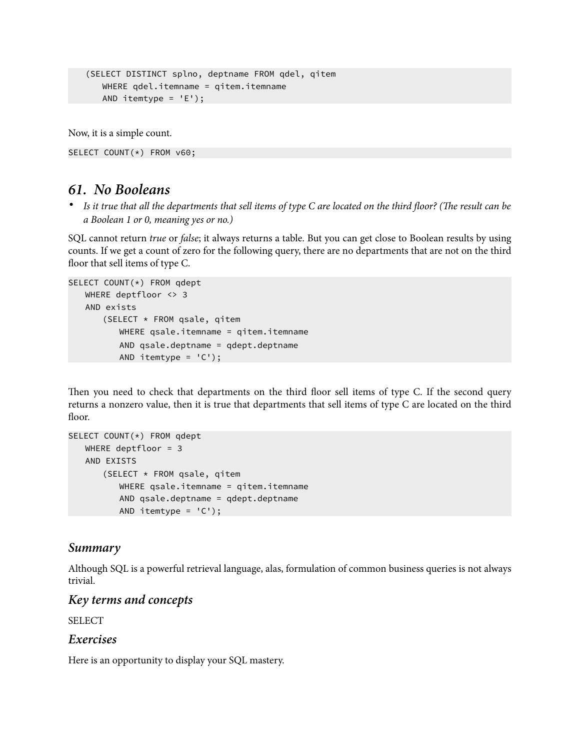```
   (SELECT DISTINCT splno, deptname FROM qdel, qitem
      WHERE qdel.itemname = qitem.itemname
      AND itemtype = 'E');
```

Now, it is a simple count.

```
SELECT COUNT(*) FROM v60;
```

## *61. No Booleans*

- *Is it true that all the departments that sell items of type C are located on the third floor? (The result can be a Boolean 1 or 0, meaning yes or no.)*

SQL cannot return *true* or *false*; it always returns a table. But you can get close to Boolean results by using counts. If we get a count of zero for the following query, there are no departments that are not on the third floor that sell items of type C.

```
SELECT COUNT(*) FROM qdept
   WHERE deptfloor <> 3
   AND exists
      (SELECT * FROM qsale, qitem
         WHERE qsale.itemname = qitem.itemname
         AND qsale.deptname = qdept.deptname
         AND itemtype = 'C');
```

Then you need to check that departments on the third floor sell items of type C. If the second query returns a nonzero value, then it is true that departments that sell items of type C are located on the third floor.

```
SELECT COUNT(*) FROM qdept
   WHERE deptfloor = 3
   AND EXISTS
      (SELECT * FROM qsale, qitem
         WHERE qsale.itemname = qitem.itemname
         AND qsale.deptname = qdept.deptname
         AND itemtype = 'C');
```

### *Summary*

Although SQL is a powerful retrieval language, alas, formulation of common business queries is not always trivial.

### *Key terms and concepts*

SELECT

### *Exercises*

Here is an opportunity to display your SQL mastery.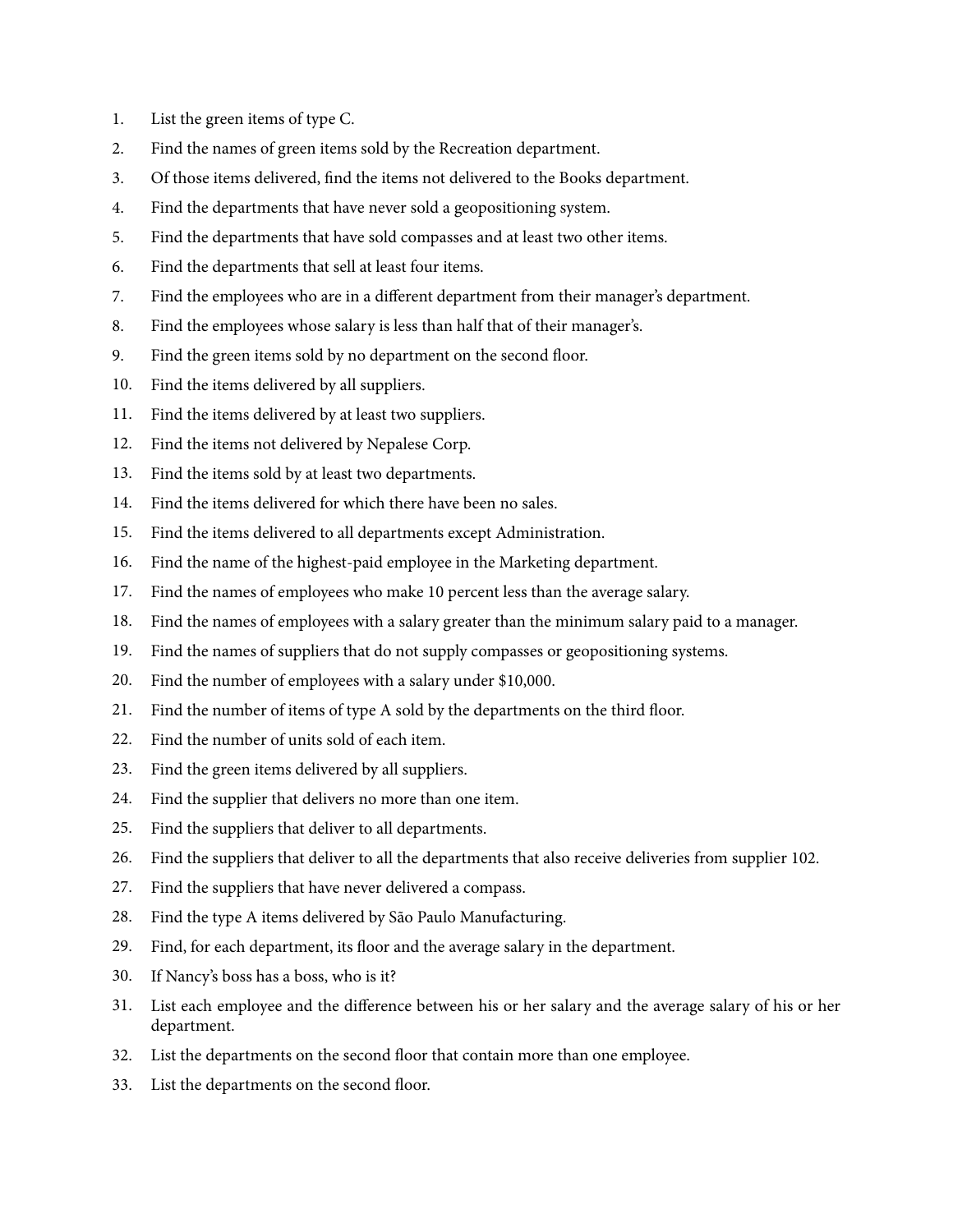1. List the green items of type C.
2. Find the names of green items sold by the Recreation department.
3. Of those items delivered, find the items not delivered to the Books department.
4. Find the departments that have never sold a geopositioning system.
5. Find the departments that have sold compasses and at least two other items.
6. Find the departments that sell at least four items.
7. Find the employees who are in a different department from their manager's department.
8. Find the employees whose salary is less than half that of their manager's.
9. Find the green items sold by no department on the second floor.
10. Find the items delivered by all suppliers.
11. Find the items delivered by at least two suppliers.
12. Find the items not delivered by Nepalese Corp.
13. Find the items sold by at least two departments.
14. Find the items delivered for which there have been no sales.
15. Find the items delivered to all departments except Administration.
16. Find the name of the highest-paid employee in the Marketing department.
17. Find the names of employees who make 10 percent less than the average salary.
18. Find the names of employees with a salary greater than the minimum salary paid to a manager.
19. Find the names of suppliers that do not supply compasses or geopositioning systems.
20. Find the number of employees with a salary under $10,000.
21. Find the number of items of type A sold by the departments on the third floor.
22. Find the number of units sold of each item.
23. Find the green items delivered by all suppliers.
24. Find the supplier that delivers no more than one item.
25. Find the suppliers that deliver to all departments.
26. Find the suppliers that deliver to all the departments that also receive deliveries from supplier 102.
27. Find the suppliers that have never delivered a compass.
28. Find the type A items delivered by São Paulo Manufacturing.
29. Find, for each department, its floor and the average salary in the department.
30. If Nancy's boss has a boss, who is it?
31. List each employee and the difference between his or her salary and the average salary of his or her department.
32. List the departments on the second floor that contain more than one employee.
33. List the departments on the second floor.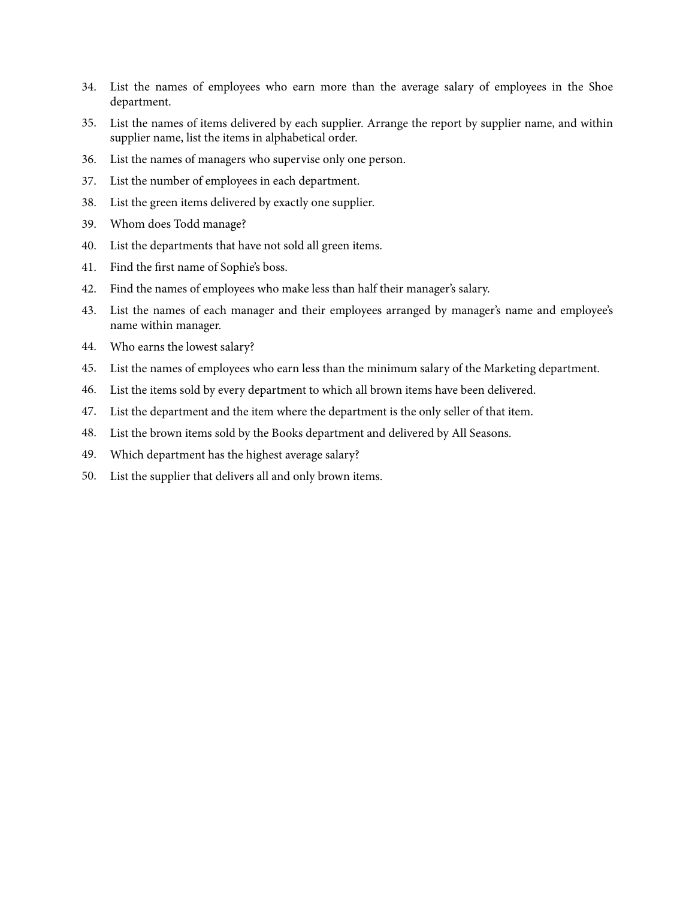34. List the names of employees who earn more than the average salary of employees in the Shoe department.
35. List the names of items delivered by each supplier. Arrange the report by supplier name, and within supplier name, list the items in alphabetical order.
36. List the names of managers who supervise only one person.
37. List the number of employees in each department.
38. List the green items delivered by exactly one supplier.
39. Whom does Todd manage?
40. List the departments that have not sold all green items.
41. Find the first name of Sophie's boss.
42. Find the names of employees who make less than half their manager's salary.
43. List the names of each manager and their employees arranged by manager's name and employee's name within manager.
44. Who earns the lowest salary?
45. List the names of employees who earn less than the minimum salary of the Marketing department.
46. List the items sold by every department to which all brown items have been delivered.
47. List the department and the item where the department is the only seller of that item.
48. List the brown items sold by the Books department and delivered by All Seasons.
49. Which department has the highest average salary?
50. List the supplier that delivers all and only brown items.